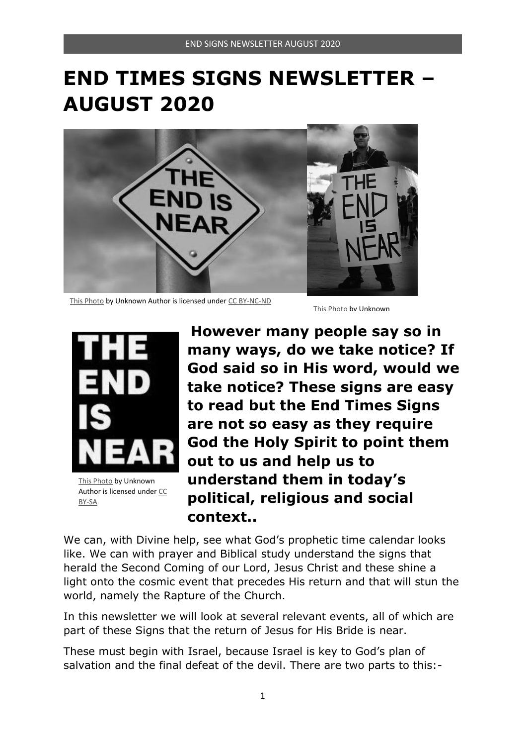# END TIMES SIGNS NEWSLETTER – AUGUST 2020

This Photo by Unknown Author is licensed under CC BY-NC-ND

This Photo by Unknown

This Photo by Unknown Author is licensed under CC BY-SA

**However many people say so in many ways, do we take notice? If God said so in His word, would we take notice? These signs are easy to read but the End Times Signs are not so easy as they require God the Holy Spirit to point them out to us and help us to understand them in today's political, religious and social context..**

We can, with Divine help, see what God's prophetic time calendar looks like. We can with prayer and Biblical study understand the signs that herald the Second Coming of our Lord, Jesus Christ and these shine a light onto the cosmic event that precedes His return and that will stun the world, namely the Rapture of the Church.

In this newsletter we will look at several relevant events, all of which are part of these Signs that the return of Jesus for His Bride is near.

These must begin with Israel, because Israel is key to God's plan of salvation and the final defeat of the devil. There are two parts to this:-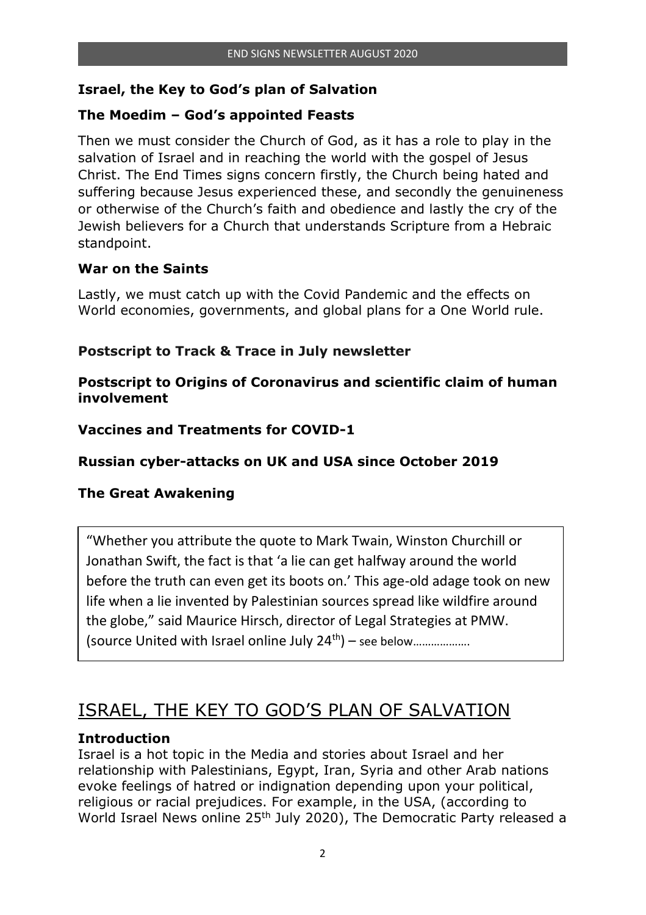**Israel, the Key to God's plan of Salvation**

**The Moedim – God's appointed Feasts**

Then we must consider the Church of God, as it has a role to play in the salvation of Israel and in reaching the world with the gospel of Jesus Christ. The End Times signs concern firstly, the Church being hated and suffering because Jesus experienced these, and secondly the genuineness or otherwise of the Church's faith and obedience and lastly the cry of the Jewish believers for a Church that understands Scripture from a Hebraic standpoint.

**War on the Saints**

Lastly, we must catch up with the Covid Pandemic and the effects on World economies, governments, and global plans for a One World rule.

**Postscript to Track & Trace in July newsletter**

**Postscript to Origins of Coronavirus and scientific claim of human involvement**

**Vaccines and Treatments for COVID-1**

**Russian cyber-attacks on UK and USA since October 2019**

**The Great Awakening**

> "Whether you attribute the quote to Mark Twain, Winston Churchill or Jonathan Swift, the fact is that 'a lie can get halfway around the world before the truth can even get its boots on.' This age-old adage took on new life when a lie invented by Palestinian sources spread like wildfire around the globe," said Maurice Hirsch, director of Legal Strategies at PMW. (source United with Israel online July 24th) – see below……………….

# ISRAEL, THE KEY TO GOD'S PLAN OF SALVATION

**Introduction**

Israel is a hot topic in the Media and stories about Israel and her relationship with Palestinians, Egypt, Iran, Syria and other Arab nations evoke feelings of hatred or indignation depending upon your political, religious or racial prejudices. For example, in the USA, (according to World Israel News online 25th July 2020), The Democratic Party released a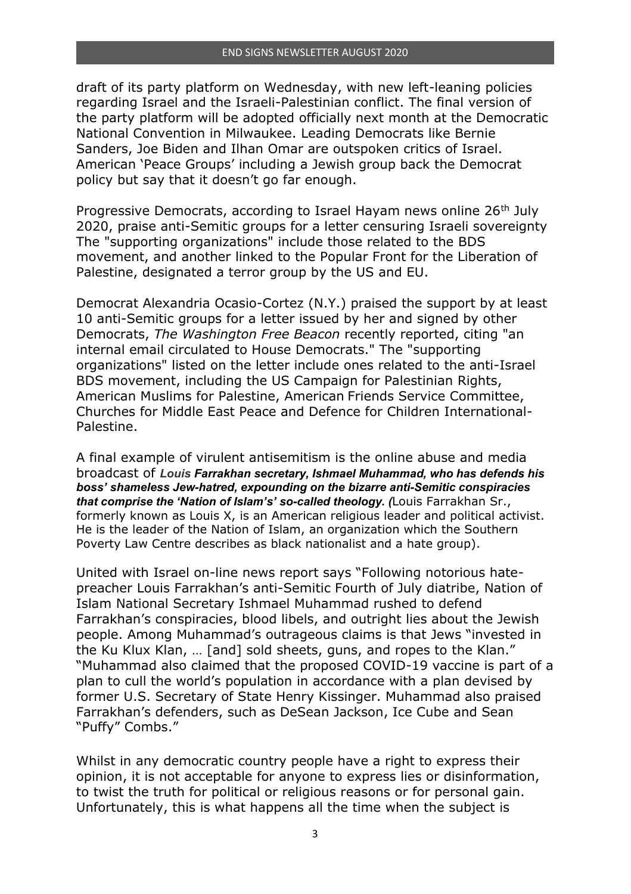draft of its party platform on Wednesday, with new left-leaning policies regarding Israel and the Israeli-Palestinian conflict. The final version of the party platform will be adopted officially next month at the Democratic National Convention in Milwaukee. Leading Democrats like Bernie Sanders, Joe Biden and Ilhan Omar are outspoken critics of Israel. American 'Peace Groups' including a Jewish group back the Democrat policy but say that it doesn't go far enough.

Progressive Democrats, according to Israel Hayam news online 26th July 2020, praise anti-Semitic groups for a letter censuring Israeli sovereignty The "supporting organizations" include those related to the BDS movement, and another linked to the Popular Front for the Liberation of Palestine, designated a terror group by the US and EU.

Democrat Alexandria Ocasio-Cortez (N.Y.) praised the support by at least 10 anti-Semitic groups for a letter issued by her and signed by other Democrats, *The Washington Free Beacon* recently reported, citing "an internal email circulated to House Democrats." The "supporting organizations" listed on the letter include ones related to the anti-Israel BDS movement, including the US Campaign for Palestinian Rights, American Muslims for Palestine, American Friends Service Committee, Churches for Middle East Peace and Defence for Children International-Palestine.

A final example of virulent antisemitism is the online abuse and media broadcast of ***Louis Farrakhan secretary, Ishmael Muhammad, who has defends his boss' shameless Jew-hatred, expounding on the bizarre anti-Semitic conspiracies that comprise the 'Nation of Islam's' so-called theology. (***Louis Farrakhan Sr., formerly known as Louis X, is an American religious leader and political activist. He is the leader of the Nation of Islam, an organization which the Southern Poverty Law Centre describes as black nationalist and a hate group).

United with Israel on-line news report says "Following notorious hate-preacher Louis Farrakhan's anti-Semitic Fourth of July diatribe, Nation of Islam National Secretary Ishmael Muhammad rushed to defend Farrakhan's conspiracies, blood libels, and outright lies about the Jewish people. Among Muhammad's outrageous claims is that Jews "invested in the Ku Klux Klan, … [and] sold sheets, guns, and ropes to the Klan." "Muhammad also claimed that the proposed COVID-19 vaccine is part of a plan to cull the world's population in accordance with a plan devised by former U.S. Secretary of State Henry Kissinger. Muhammad also praised Farrakhan's defenders, such as DeSean Jackson, Ice Cube and Sean "Puffy" Combs."

Whilst in any democratic country people have a right to express their opinion, it is not acceptable for anyone to express lies or disinformation, to twist the truth for political or religious reasons or for personal gain. Unfortunately, this is what happens all the time when the subject is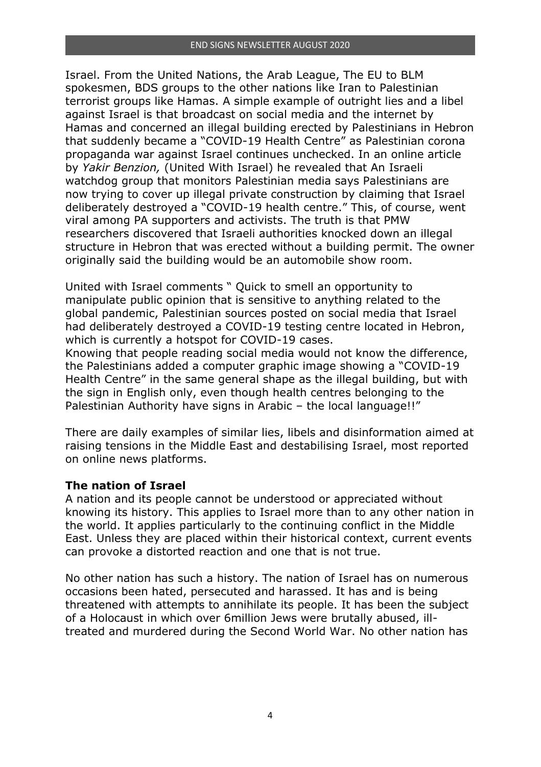Israel. From the United Nations, the Arab League, The EU to BLM spokesmen, BDS groups to the other nations like Iran to Palestinian terrorist groups like Hamas. A simple example of outright lies and a libel against Israel is that broadcast on social media and the internet by Hamas and concerned an illegal building erected by Palestinians in Hebron that suddenly became a "COVID-19 Health Centre" as Palestinian corona propaganda war against Israel continues unchecked. In an online article by *Yakir Benzion,* (United With Israel) he revealed that An Israeli watchdog group that monitors Palestinian media says Palestinians are now trying to cover up illegal private construction by claiming that Israel deliberately destroyed a "COVID-19 health centre." This, of course, went viral among PA supporters and activists. The truth is that PMW researchers discovered that Israeli authorities knocked down an illegal structure in Hebron that was erected without a building permit. The owner originally said the building would be an automobile show room.

United with Israel comments " Quick to smell an opportunity to manipulate public opinion that is sensitive to anything related to the global pandemic, Palestinian sources posted on social media that Israel had deliberately destroyed a COVID-19 testing centre located in Hebron, which is currently a hotspot for COVID-19 cases.
Knowing that people reading social media would not know the difference, the Palestinians added a computer graphic image showing a "COVID-19 Health Centre" in the same general shape as the illegal building, but with the sign in English only, even though health centres belonging to the Palestinian Authority have signs in Arabic – the local language!!"

There are daily examples of similar lies, libels and disinformation aimed at raising tensions in the Middle East and destabilising Israel, most reported on online news platforms.

**The nation of Israel**

A nation and its people cannot be understood or appreciated without knowing its history. This applies to Israel more than to any other nation in the world. It applies particularly to the continuing conflict in the Middle East. Unless they are placed within their historical context, current events can provoke a distorted reaction and one that is not true.

No other nation has such a history. The nation of Israel has on numerous occasions been hated, persecuted and harassed. It has and is being threatened with attempts to annihilate its people. It has been the subject of a Holocaust in which over 6million Jews were brutally abused, ill-treated and murdered during the Second World War. No other nation has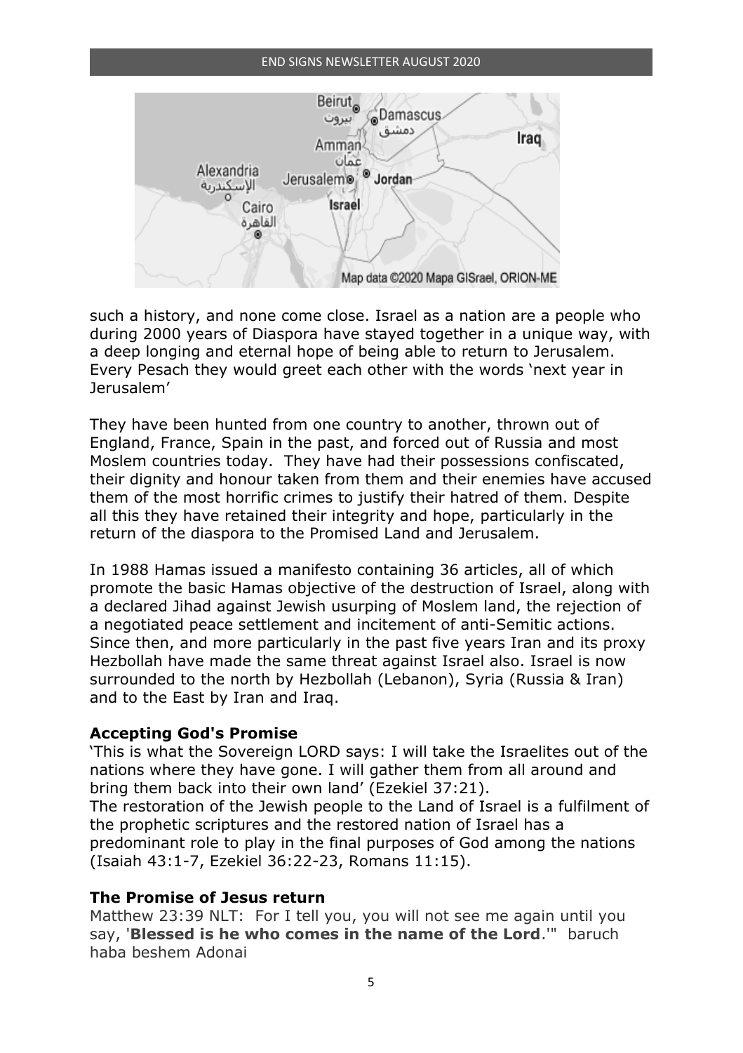such a history, and none come close. Israel as a nation are a people who during 2000 years of Diaspora have stayed together in a unique way, with a deep longing and eternal hope of being able to return to Jerusalem. Every Pesach they would greet each other with the words 'next year in Jerusalem'

They have been hunted from one country to another, thrown out of England, France, Spain in the past, and forced out of Russia and most Moslem countries today. They have had their possessions confiscated, their dignity and honour taken from them and their enemies have accused them of the most horrific crimes to justify their hatred of them. Despite all this they have retained their integrity and hope, particularly in the return of the diaspora to the Promised Land and Jerusalem.

In 1988 Hamas issued a manifesto containing 36 articles, all of which promote the basic Hamas objective of the destruction of Israel, along with a declared Jihad against Jewish usurping of Moslem land, the rejection of a negotiated peace settlement and incitement of anti-Semitic actions. Since then, and more particularly in the past five years Iran and its proxy Hezbollah have made the same threat against Israel also. Israel is now surrounded to the north by Hezbollah (Lebanon), Syria (Russia & Iran) and to the East by Iran and Iraq.

**Accepting God's Promise**

'This is what the Sovereign LORD says: I will take the Israelites out of the nations where they have gone. I will gather them from all around and bring them back into their own land' (Ezekiel 37:21).

The restoration of the Jewish people to the Land of Israel is a fulfilment of the prophetic scriptures and the restored nation of Israel has a predominant role to play in the final purposes of God among the nations (Isaiah 43:1-7, Ezekiel 36:22-23, Romans 11:15).

**The Promise of Jesus return**

Matthew 23:39 NLT: For I tell you, you will not see me again until you say, '**Blessed is he who comes in the name of the Lord**.'" baruch haba beshem Adonai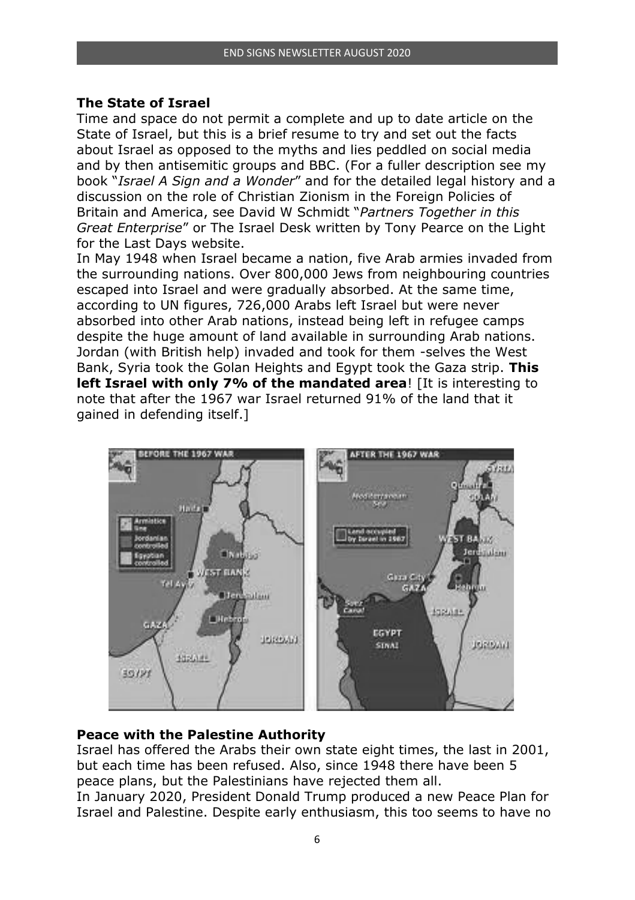## The State of Israel

Time and space do not permit a complete and up to date article on the State of Israel, but this is a brief resume to try and set out the facts about Israel as opposed to the myths and lies peddled on social media and by then antisemitic groups and BBC. (For a fuller description see my book "*Israel A Sign and a Wonder*" and for the detailed legal history and a discussion on the role of Christian Zionism in the Foreign Policies of Britain and America, see David W Schmidt "*Partners Together in this Great Enterprise*" or The Israel Desk written by Tony Pearce on the Light for the Last Days website.

In May 1948 when Israel became a nation, five Arab armies invaded from the surrounding nations. Over 800,000 Jews from neighbouring countries escaped into Israel and were gradually absorbed. At the same time, according to UN figures, 726,000 Arabs left Israel but were never absorbed into other Arab nations, instead being left in refugee camps despite the huge amount of land available in surrounding Arab nations. Jordan (with British help) invaded and took for them -selves the West Bank, Syria took the Golan Heights and Egypt took the Gaza strip. **This left Israel with only 7% of the mandated area**! [It is interesting to note that after the 1967 war Israel returned 91% of the land that it gained in defending itself.]

## Peace with the Palestine Authority

Israel has offered the Arabs their own state eight times, the last in 2001, but each time has been refused. Also, since 1948 there have been 5 peace plans, but the Palestinians have rejected them all.

In January 2020, President Donald Trump produced a new Peace Plan for Israel and Palestine. Despite early enthusiasm, this too seems to have no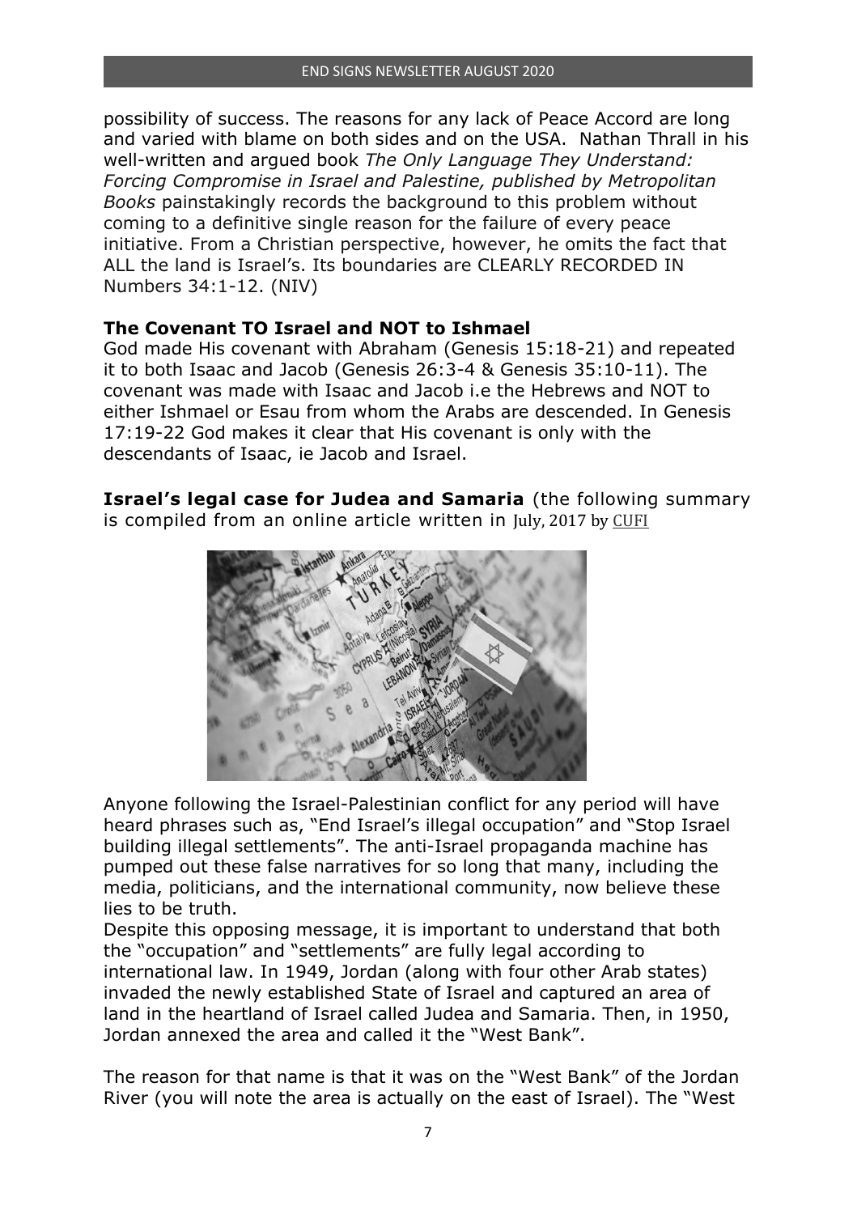possibility of success. The reasons for any lack of Peace Accord are long and varied with blame on both sides and on the USA. Nathan Thrall in his well-written and argued book *The Only Language They Understand: Forcing Compromise in Israel and Palestine, published by Metropolitan Books* painstakingly records the background to this problem without coming to a definitive single reason for the failure of every peace initiative. From a Christian perspective, however, he omits the fact that ALL the land is Israel's. Its boundaries are CLEARLY RECORDED IN Numbers 34:1-12. (NIV)

**The Covenant TO Israel and NOT to Ishmael**

God made His covenant with Abraham (Genesis 15:18-21) and repeated it to both Isaac and Jacob (Genesis 26:3-4 & Genesis 35:10-11). The covenant was made with Isaac and Jacob i.e the Hebrews and NOT to either Ishmael or Esau from whom the Arabs are descended. In Genesis 17:19-22 God makes it clear that His covenant is only with the descendants of Isaac, ie Jacob and Israel.

**Israel's legal case for Judea and Samaria** (the following summary is compiled from an online article written in July, 2017 by CUFI

Anyone following the Israel-Palestinian conflict for any period will have heard phrases such as, "End Israel's illegal occupation" and "Stop Israel building illegal settlements". The anti-Israel propaganda machine has pumped out these false narratives for so long that many, including the media, politicians, and the international community, now believe these lies to be truth.

Despite this opposing message, it is important to understand that both the "occupation" and "settlements" are fully legal according to international law. In 1949, Jordan (along with four other Arab states) invaded the newly established State of Israel and captured an area of land in the heartland of Israel called Judea and Samaria. Then, in 1950, Jordan annexed the area and called it the "West Bank".

The reason for that name is that it was on the "West Bank" of the Jordan River (you will note the area is actually on the east of Israel). The "West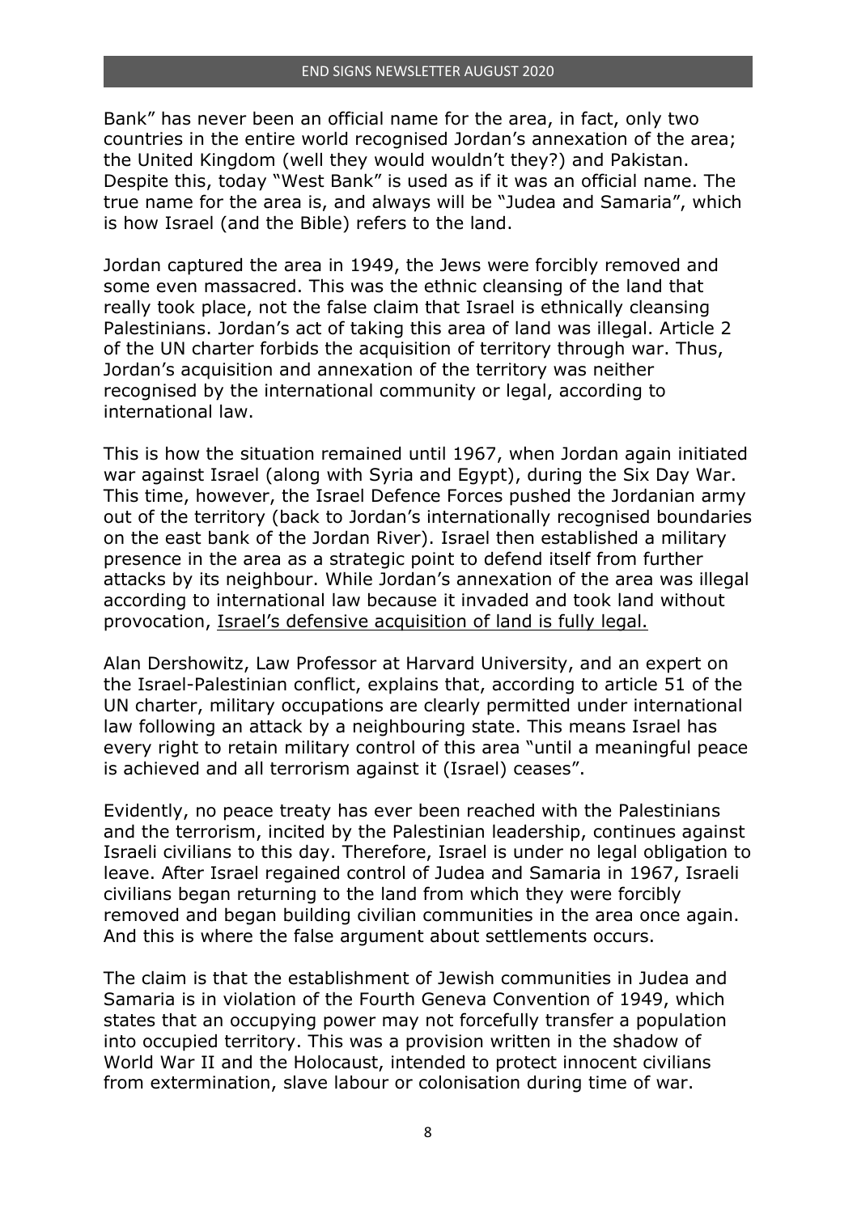Bank" has never been an official name for the area, in fact, only two countries in the entire world recognised Jordan's annexation of the area; the United Kingdom (well they would wouldn't they?) and Pakistan. Despite this, today "West Bank" is used as if it was an official name. The true name for the area is, and always will be "Judea and Samaria", which is how Israel (and the Bible) refers to the land.

Jordan captured the area in 1949, the Jews were forcibly removed and some even massacred. This was the ethnic cleansing of the land that really took place, not the false claim that Israel is ethnically cleansing Palestinians. Jordan's act of taking this area of land was illegal. Article 2 of the UN charter forbids the acquisition of territory through war. Thus, Jordan's acquisition and annexation of the territory was neither recognised by the international community or legal, according to international law.

This is how the situation remained until 1967, when Jordan again initiated war against Israel (along with Syria and Egypt), during the Six Day War. This time, however, the Israel Defence Forces pushed the Jordanian army out of the territory (back to Jordan's internationally recognised boundaries on the east bank of the Jordan River). Israel then established a military presence in the area as a strategic point to defend itself from further attacks by its neighbour. While Jordan's annexation of the area was illegal according to international law because it invaded and took land without provocation, <u>Israel's defensive acquisition of land is fully legal.</u>

Alan Dershowitz, Law Professor at Harvard University, and an expert on the Israel-Palestinian conflict, explains that, according to article 51 of the UN charter, military occupations are clearly permitted under international law following an attack by a neighbouring state. This means Israel has every right to retain military control of this area "until a meaningful peace is achieved and all terrorism against it (Israel) ceases".

Evidently, no peace treaty has ever been reached with the Palestinians and the terrorism, incited by the Palestinian leadership, continues against Israeli civilians to this day. Therefore, Israel is under no legal obligation to leave. After Israel regained control of Judea and Samaria in 1967, Israeli civilians began returning to the land from which they were forcibly removed and began building civilian communities in the area once again. And this is where the false argument about settlements occurs.

The claim is that the establishment of Jewish communities in Judea and Samaria is in violation of the Fourth Geneva Convention of 1949, which states that an occupying power may not forcefully transfer a population into occupied territory. This was a provision written in the shadow of World War II and the Holocaust, intended to protect innocent civilians from extermination, slave labour or colonisation during time of war.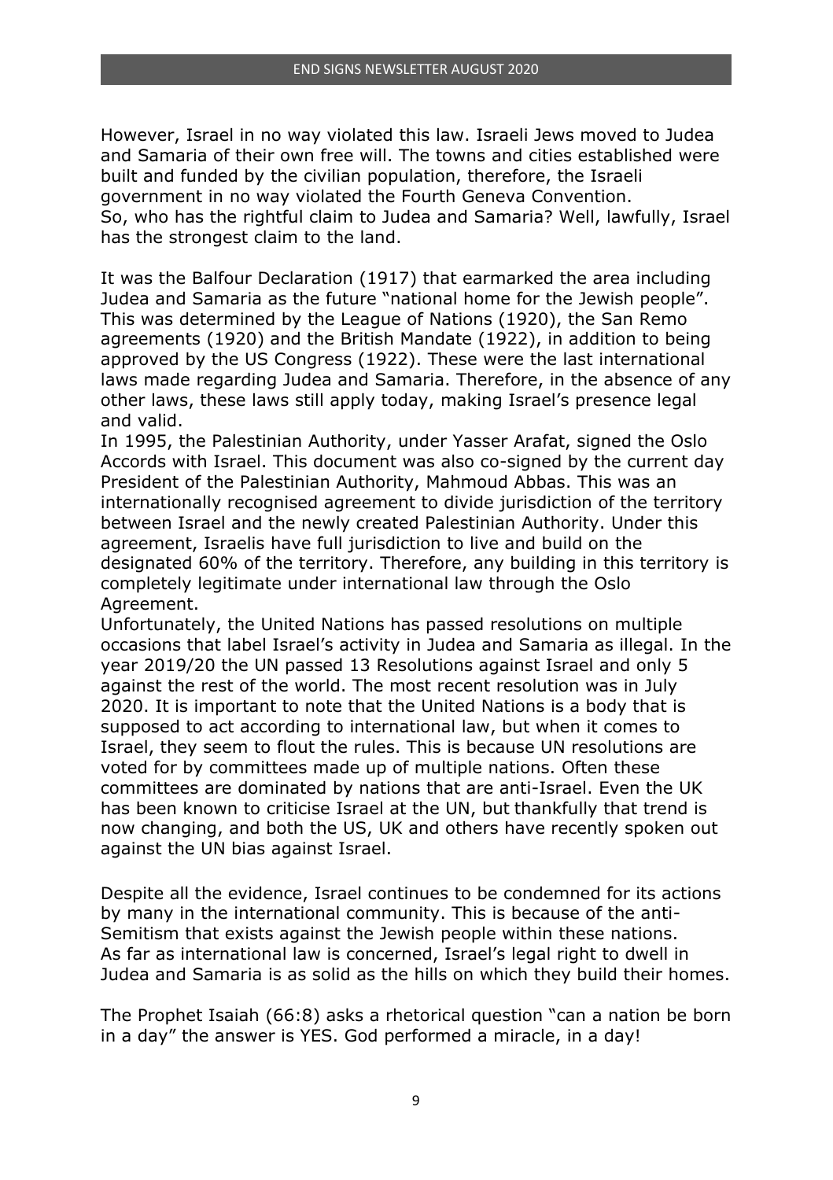However, Israel in no way violated this law. Israeli Jews moved to Judea and Samaria of their own free will. The towns and cities established were built and funded by the civilian population, therefore, the Israeli government in no way violated the Fourth Geneva Convention.
So, who has the rightful claim to Judea and Samaria? Well, lawfully, Israel has the strongest claim to the land.

It was the Balfour Declaration (1917) that earmarked the area including Judea and Samaria as the future "national home for the Jewish people". This was determined by the League of Nations (1920), the San Remo agreements (1920) and the British Mandate (1922), in addition to being approved by the US Congress (1922). These were the last international laws made regarding Judea and Samaria. Therefore, in the absence of any other laws, these laws still apply today, making Israel's presence legal and valid.
In 1995, the Palestinian Authority, under Yasser Arafat, signed the Oslo Accords with Israel. This document was also co-signed by the current day President of the Palestinian Authority, Mahmoud Abbas. This was an internationally recognised agreement to divide jurisdiction of the territory between Israel and the newly created Palestinian Authority. Under this agreement, Israelis have full jurisdiction to live and build on the designated 60% of the territory. Therefore, any building in this territory is completely legitimate under international law through the Oslo Agreement.
Unfortunately, the United Nations has passed resolutions on multiple occasions that label Israel's activity in Judea and Samaria as illegal. In the year 2019/20 the UN passed 13 Resolutions against Israel and only 5 against the rest of the world. The most recent resolution was in July 2020. It is important to note that the United Nations is a body that is supposed to act according to international law, but when it comes to Israel, they seem to flout the rules. This is because UN resolutions are voted for by committees made up of multiple nations. Often these committees are dominated by nations that are anti-Israel. Even the UK has been known to criticise Israel at the UN, but thankfully that trend is now changing, and both the US, UK and others have recently spoken out against the UN bias against Israel.

Despite all the evidence, Israel continues to be condemned for its actions by many in the international community. This is because of the anti-Semitism that exists against the Jewish people within these nations.
As far as international law is concerned, Israel's legal right to dwell in Judea and Samaria is as solid as the hills on which they build their homes.

The Prophet Isaiah (66:8) asks a rhetorical question "can a nation be born in a day" the answer is YES. God performed a miracle, in a day!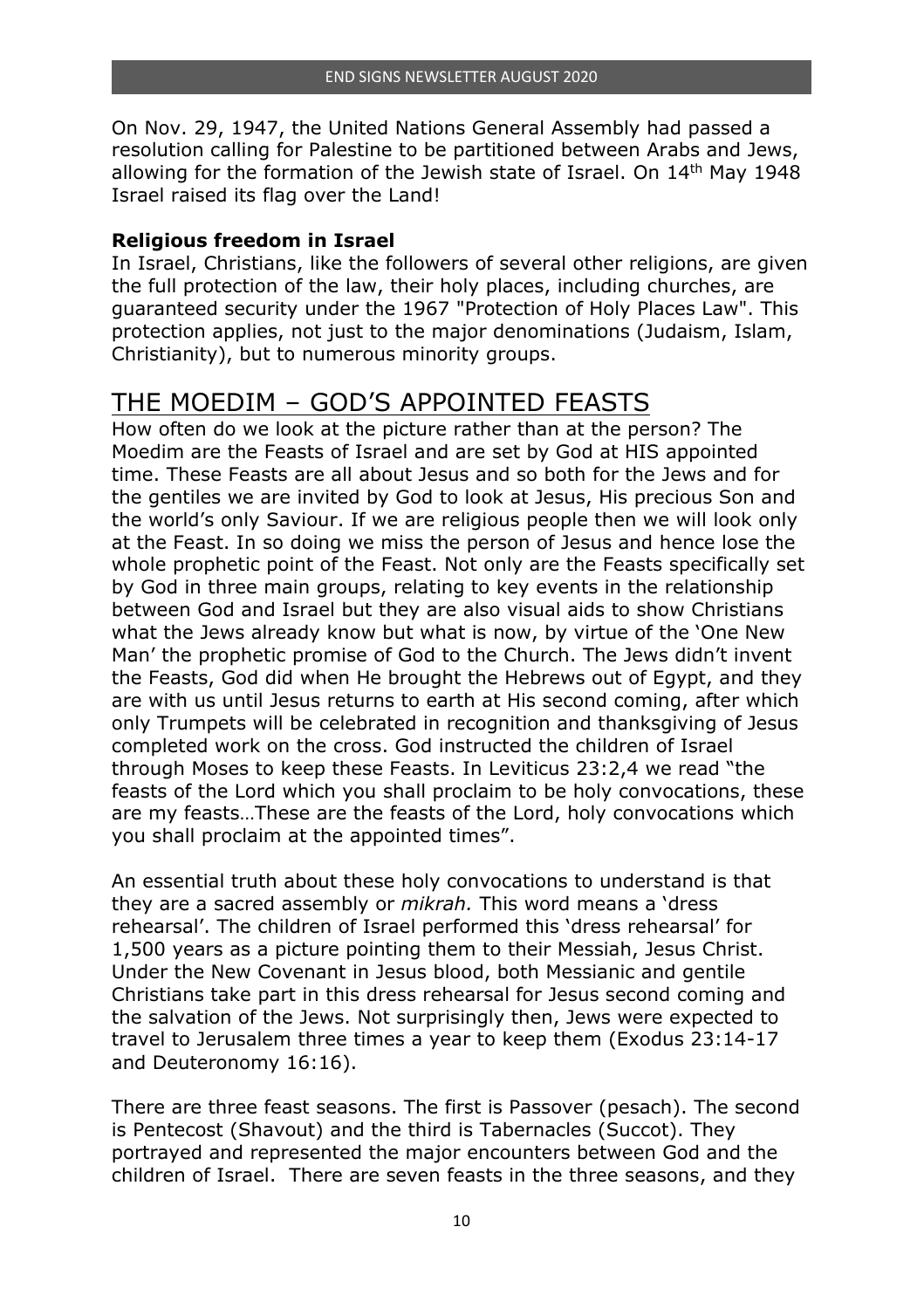On Nov. 29, 1947, the United Nations General Assembly had passed a resolution calling for Palestine to be partitioned between Arabs and Jews, allowing for the formation of the Jewish state of Israel. On 14th May 1948 Israel raised its flag over the Land!

**Religious freedom in Israel**

In Israel, Christians, like the followers of several other religions, are given the full protection of the law, their holy places, including churches, are guaranteed security under the 1967 "Protection of Holy Places Law". This protection applies, not just to the major denominations (Judaism, Islam, Christianity), but to numerous minority groups.

## THE MOEDIM – GOD'S APPOINTED FEASTS

How often do we look at the picture rather than at the person? The Moedim are the Feasts of Israel and are set by God at HIS appointed time. These Feasts are all about Jesus and so both for the Jews and for the gentiles we are invited by God to look at Jesus, His precious Son and the world's only Saviour. If we are religious people then we will look only at the Feast. In so doing we miss the person of Jesus and hence lose the whole prophetic point of the Feast. Not only are the Feasts specifically set by God in three main groups, relating to key events in the relationship between God and Israel but they are also visual aids to show Christians what the Jews already know but what is now, by virtue of the 'One New Man' the prophetic promise of God to the Church. The Jews didn't invent the Feasts, God did when He brought the Hebrews out of Egypt, and they are with us until Jesus returns to earth at His second coming, after which only Trumpets will be celebrated in recognition and thanksgiving of Jesus completed work on the cross. God instructed the children of Israel through Moses to keep these Feasts. In Leviticus 23:2,4 we read "the feasts of the Lord which you shall proclaim to be holy convocations, these are my feasts…These are the feasts of the Lord, holy convocations which you shall proclaim at the appointed times".

An essential truth about these holy convocations to understand is that they are a sacred assembly or *mikrah.* This word means a 'dress rehearsal'. The children of Israel performed this 'dress rehearsal' for 1,500 years as a picture pointing them to their Messiah, Jesus Christ. Under the New Covenant in Jesus blood, both Messianic and gentile Christians take part in this dress rehearsal for Jesus second coming and the salvation of the Jews. Not surprisingly then, Jews were expected to travel to Jerusalem three times a year to keep them (Exodus 23:14-17 and Deuteronomy 16:16).

There are three feast seasons. The first is Passover (pesach). The second is Pentecost (Shavout) and the third is Tabernacles (Succot). They portrayed and represented the major encounters between God and the children of Israel. There are seven feasts in the three seasons, and they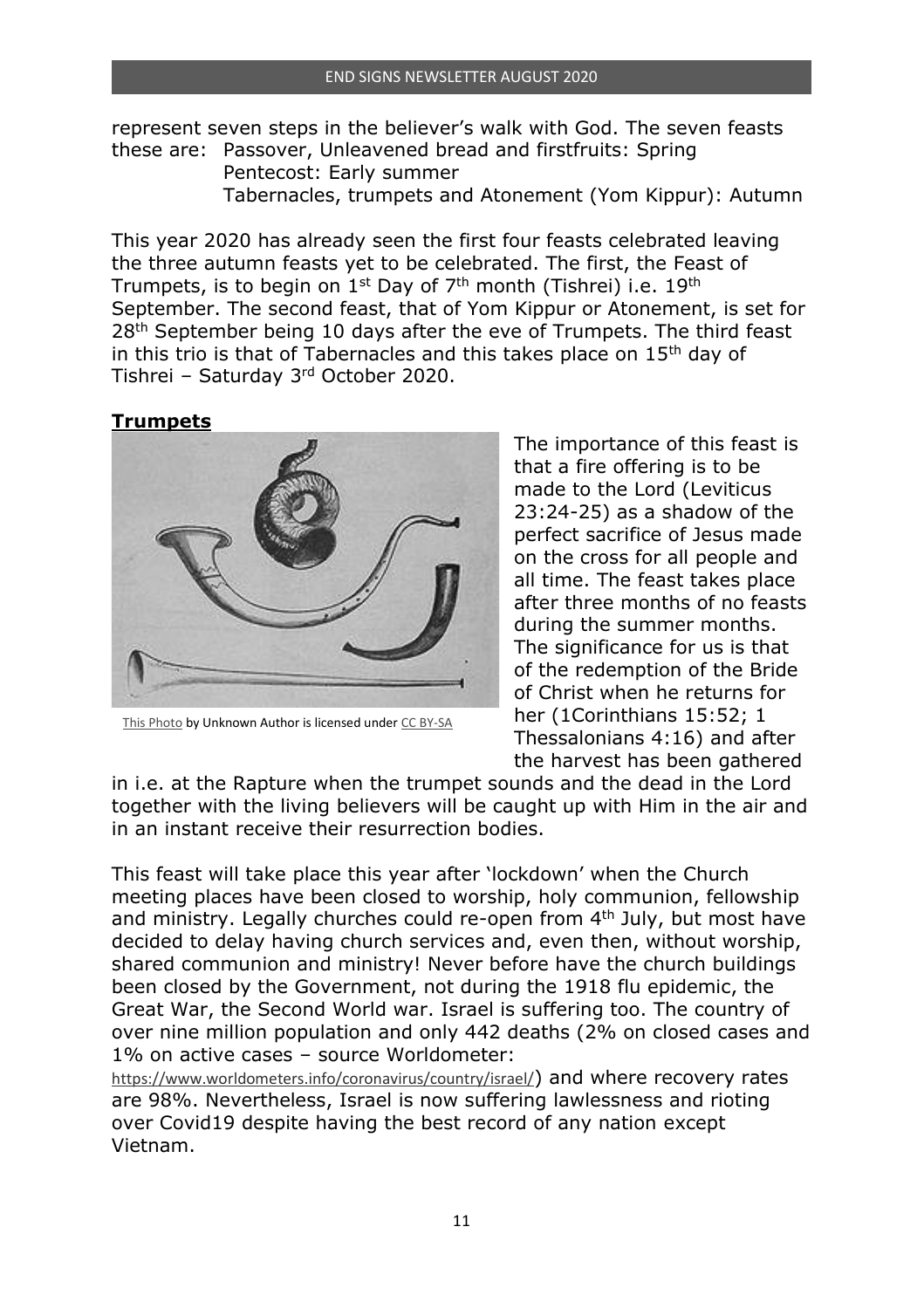represent seven steps in the believer's walk with God. The seven feasts these are: Passover, Unleavened bread and firstfruits: Spring
Pentecost: Early summer
Tabernacles, trumpets and Atonement (Yom Kippur): Autumn

This year 2020 has already seen the first four feasts celebrated leaving the three autumn feasts yet to be celebrated. The first, the Feast of Trumpets, is to begin on 1st Day of 7th month (Tishrei) i.e. 19th September. The second feast, that of Yom Kippur or Atonement, is set for 28th September being 10 days after the eve of Trumpets. The third feast in this trio is that of Tabernacles and this takes place on 15th day of Tishrei – Saturday 3rd October 2020.

## **Trumpets**

This Photo by Unknown Author is licensed under CC BY-SA

The importance of this feast is that a fire offering is to be made to the Lord (Leviticus 23:24-25) as a shadow of the perfect sacrifice of Jesus made on the cross for all people and all time. The feast takes place after three months of no feasts during the summer months. The significance for us is that of the redemption of the Bride of Christ when he returns for her (1Corinthians 15:52; 1 Thessalonians 4:16) and after the harvest has been gathered in i.e. at the Rapture when the trumpet sounds and the dead in the Lord together with the living believers will be caught up with Him in the air and in an instant receive their resurrection bodies.

This feast will take place this year after 'lockdown' when the Church meeting places have been closed to worship, holy communion, fellowship and ministry. Legally churches could re-open from 4th July, but most have decided to delay having church services and, even then, without worship, shared communion and ministry! Never before have the church buildings been closed by the Government, not during the 1918 flu epidemic, the Great War, the Second World war. Israel is suffering too. The country of over nine million population and only 442 deaths (2% on closed cases and 1% on active cases – source Worldometer: https://www.worldometers.info/coronavirus/country/israel/) and where recovery rates are 98%. Nevertheless, Israel is now suffering lawlessness and rioting over Covid19 despite having the best record of any nation except Vietnam.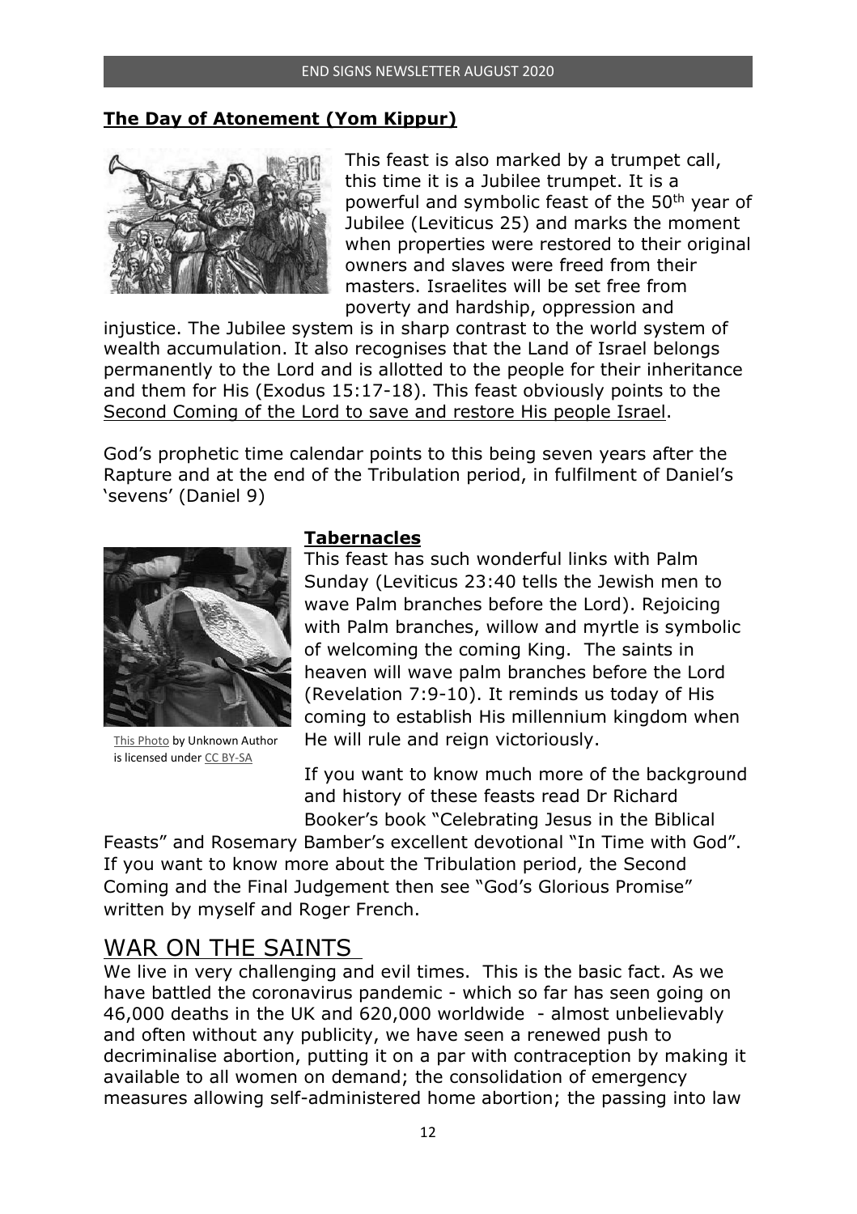## **The Day of Atonement (Yom Kippur)**

This feast is also marked by a trumpet call, this time it is a Jubilee trumpet. It is a powerful and symbolic feast of the 50th year of Jubilee (Leviticus 25) and marks the moment when properties were restored to their original owners and slaves were freed from their masters. Israelites will be set free from poverty and hardship, oppression and injustice. The Jubilee system is in sharp contrast to the world system of wealth accumulation. It also recognises that the Land of Israel belongs permanently to the Lord and is allotted to the people for their inheritance and them for His (Exodus 15:17-18). This feast obviously points to the Second Coming of the Lord to save and restore His people Israel.

God's prophetic time calendar points to this being seven years after the Rapture and at the end of the Tribulation period, in fulfilment of Daniel's 'sevens' (Daniel 9)

## **Tabernacles**

This feast has such wonderful links with Palm Sunday (Leviticus 23:40 tells the Jewish men to wave Palm branches before the Lord). Rejoicing with Palm branches, willow and myrtle is symbolic of welcoming the coming King. The saints in heaven will wave palm branches before the Lord (Revelation 7:9-10). It reminds us today of His coming to establish His millennium kingdom when He will rule and reign victoriously.

This Photo by Unknown Author is licensed under CC BY-SA

If you want to know much more of the background and history of these feasts read Dr Richard Booker's book "Celebrating Jesus in the Biblical Feasts" and Rosemary Bamber's excellent devotional "In Time with God". If you want to know more about the Tribulation period, the Second Coming and the Final Judgement then see "God's Glorious Promise" written by myself and Roger French.

# WAR ON THE SAINTS

We live in very challenging and evil times. This is the basic fact. As we have battled the coronavirus pandemic - which so far has seen going on 46,000 deaths in the UK and 620,000 worldwide - almost unbelievably and often without any publicity, we have seen a renewed push to decriminalise abortion, putting it on a par with contraception by making it available to all women on demand; the consolidation of emergency measures allowing self-administered home abortion; the passing into law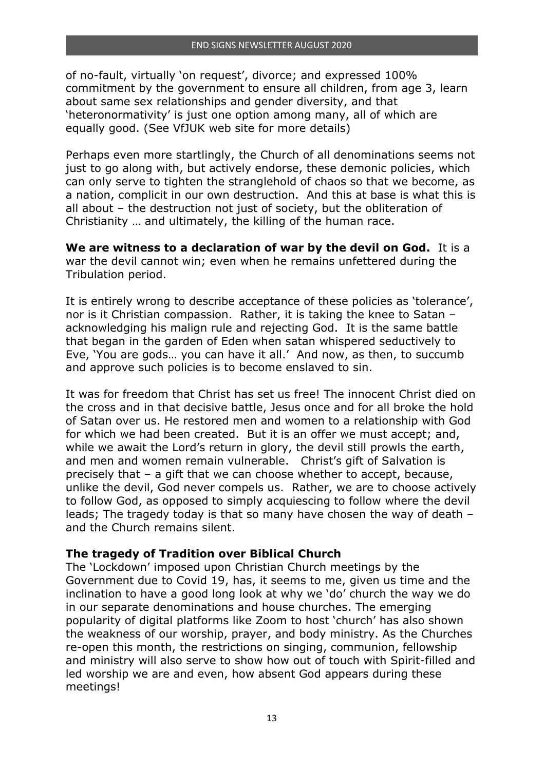of no-fault, virtually 'on request', divorce; and expressed 100% commitment by the government to ensure all children, from age 3, learn about same sex relationships and gender diversity, and that 'heteronormativity' is just one option among many, all of which are equally good. (See VfJUK web site for more details)

Perhaps even more startlingly, the Church of all denominations seems not just to go along with, but actively endorse, these demonic policies, which can only serve to tighten the stranglehold of chaos so that we become, as a nation, complicit in our own destruction. And this at base is what this is all about – the destruction not just of society, but the obliteration of Christianity … and ultimately, the killing of the human race.

**We are witness to a declaration of war by the devil on God.** It is a war the devil cannot win; even when he remains unfettered during the Tribulation period.

It is entirely wrong to describe acceptance of these policies as 'tolerance', nor is it Christian compassion. Rather, it is taking the knee to Satan – acknowledging his malign rule and rejecting God. It is the same battle that began in the garden of Eden when satan whispered seductively to Eve, 'You are gods… you can have it all.' And now, as then, to succumb and approve such policies is to become enslaved to sin.

It was for freedom that Christ has set us free! The innocent Christ died on the cross and in that decisive battle, Jesus once and for all broke the hold of Satan over us. He restored men and women to a relationship with God for which we had been created. But it is an offer we must accept; and, while we await the Lord's return in glory, the devil still prowls the earth, and men and women remain vulnerable. Christ's gift of Salvation is precisely that – a gift that we can choose whether to accept, because, unlike the devil, God never compels us. Rather, we are to choose actively to follow God, as opposed to simply acquiescing to follow where the devil leads; The tragedy today is that so many have chosen the way of death – and the Church remains silent.

**The tragedy of Tradition over Biblical Church**

The 'Lockdown' imposed upon Christian Church meetings by the Government due to Covid 19, has, it seems to me, given us time and the inclination to have a good long look at why we 'do' church the way we do in our separate denominations and house churches. The emerging popularity of digital platforms like Zoom to host 'church' has also shown the weakness of our worship, prayer, and body ministry. As the Churches re-open this month, the restrictions on singing, communion, fellowship and ministry will also serve to show how out of touch with Spirit-filled and led worship we are and even, how absent God appears during these meetings!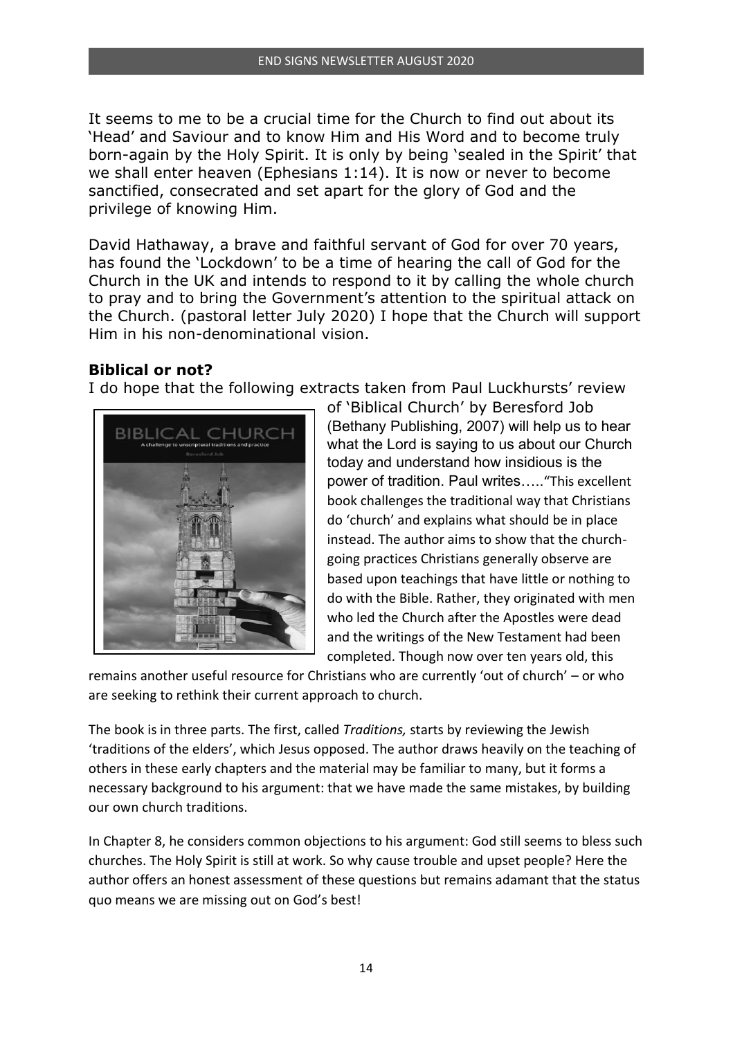It seems to me to be a crucial time for the Church to find out about its 'Head' and Saviour and to know Him and His Word and to become truly born-again by the Holy Spirit. It is only by being 'sealed in the Spirit' that we shall enter heaven (Ephesians 1:14). It is now or never to become sanctified, consecrated and set apart for the glory of God and the privilege of knowing Him.

David Hathaway, a brave and faithful servant of God for over 70 years, has found the 'Lockdown' to be a time of hearing the call of God for the Church in the UK and intends to respond to it by calling the whole church to pray and to bring the Government's attention to the spiritual attack on the Church. (pastoral letter July 2020) I hope that the Church will support Him in his non-denominational vision.

**Biblical or not?**

I do hope that the following extracts taken from Paul Luckhursts' review of 'Biblical Church' by Beresford Job (Bethany Publishing, 2007) will help us to hear what the Lord is saying to us about our Church today and understand how insidious is the power of tradition. Paul writes….."This excellent book challenges the traditional way that Christians do 'church' and explains what should be in place instead. The author aims to show that the church-going practices Christians generally observe are based upon teachings that have little or nothing to do with the Bible. Rather, they originated with men who led the Church after the Apostles were dead and the writings of the New Testament had been completed. Though now over ten years old, this remains another useful resource for Christians who are currently 'out of church' – or who are seeking to rethink their current approach to church.

The book is in three parts. The first, called *Traditions,* starts by reviewing the Jewish 'traditions of the elders', which Jesus opposed. The author draws heavily on the teaching of others in these early chapters and the material may be familiar to many, but it forms a necessary background to his argument: that we have made the same mistakes, by building our own church traditions.

In Chapter 8, he considers common objections to his argument: God still seems to bless such churches. The Holy Spirit is still at work. So why cause trouble and upset people? Here the author offers an honest assessment of these questions but remains adamant that the status quo means we are missing out on God's best!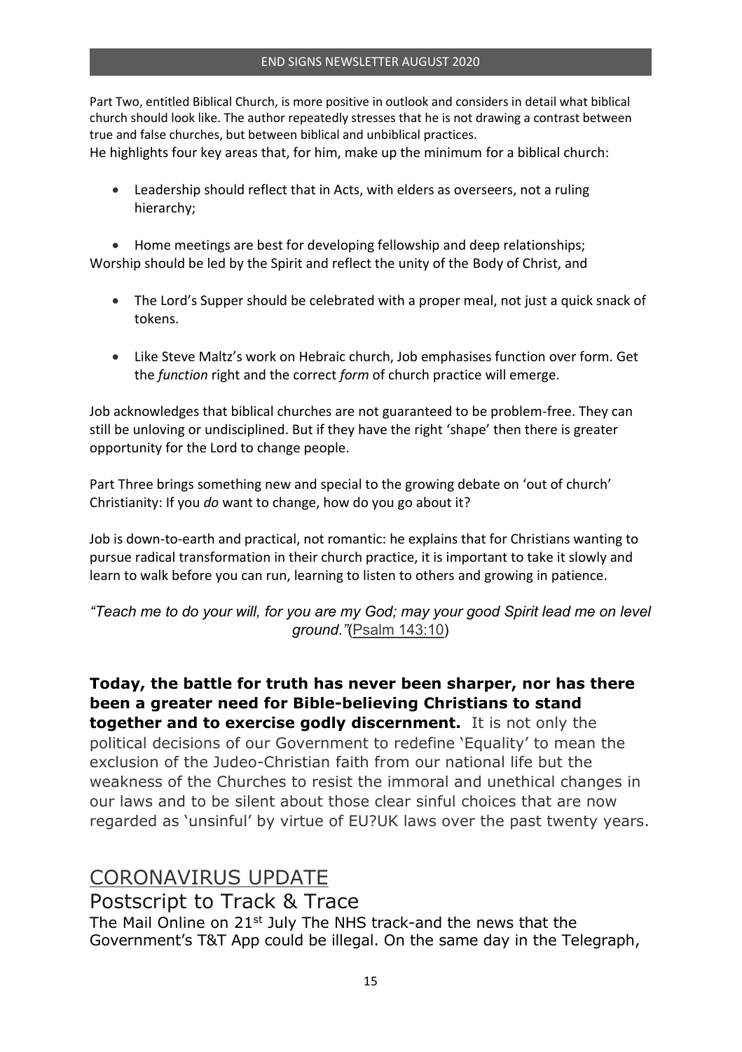Part Two, entitled Biblical Church, is more positive in outlook and considers in detail what biblical church should look like. The author repeatedly stresses that he is not drawing a contrast between true and false churches, but between biblical and unbiblical practices.
He highlights four key areas that, for him, make up the minimum for a biblical church:

- Leadership should reflect that in Acts, with elders as overseers, not a ruling hierarchy;

- Home meetings are best for developing fellowship and deep relationships;

Worship should be led by the Spirit and reflect the unity of the Body of Christ, and

- The Lord's Supper should be celebrated with a proper meal, not just a quick snack of tokens.

- Like Steve Maltz's work on Hebraic church, Job emphasises function over form. Get the *function* right and the correct *form* of church practice will emerge.

Job acknowledges that biblical churches are not guaranteed to be problem-free. They can still be unloving or undisciplined. But if they have the right 'shape' then there is greater opportunity for the Lord to change people.

Part Three brings something new and special to the growing debate on 'out of church' Christianity: If you *do* want to change, how do you go about it?

Job is down-to-earth and practical, not romantic: he explains that for Christians wanting to pursue radical transformation in their church practice, it is important to take it slowly and learn to walk before you can run, learning to listen to others and growing in patience.

*"Teach me to do your will, for you are my God; may your good Spirit lead me on level ground."*(Psalm 143:10)

**Today, the battle for truth has never been sharper, nor has there been a greater need for Bible-believing Christians to stand together and to exercise godly discernment.** It is not only the political decisions of our Government to redefine 'Equality' to mean the exclusion of the Judeo-Christian faith from our national life but the weakness of the Churches to resist the immoral and unethical changes in our laws and to be silent about those clear sinful choices that are now regarded as 'unsinful' by virtue of EU?UK laws over the past twenty years.

## CORONAVIRUS UPDATE

### Postscript to Track & Trace

The Mail Online on 21st July The NHS track-and the news that the Government's T&T App could be illegal. On the same day in the Telegraph,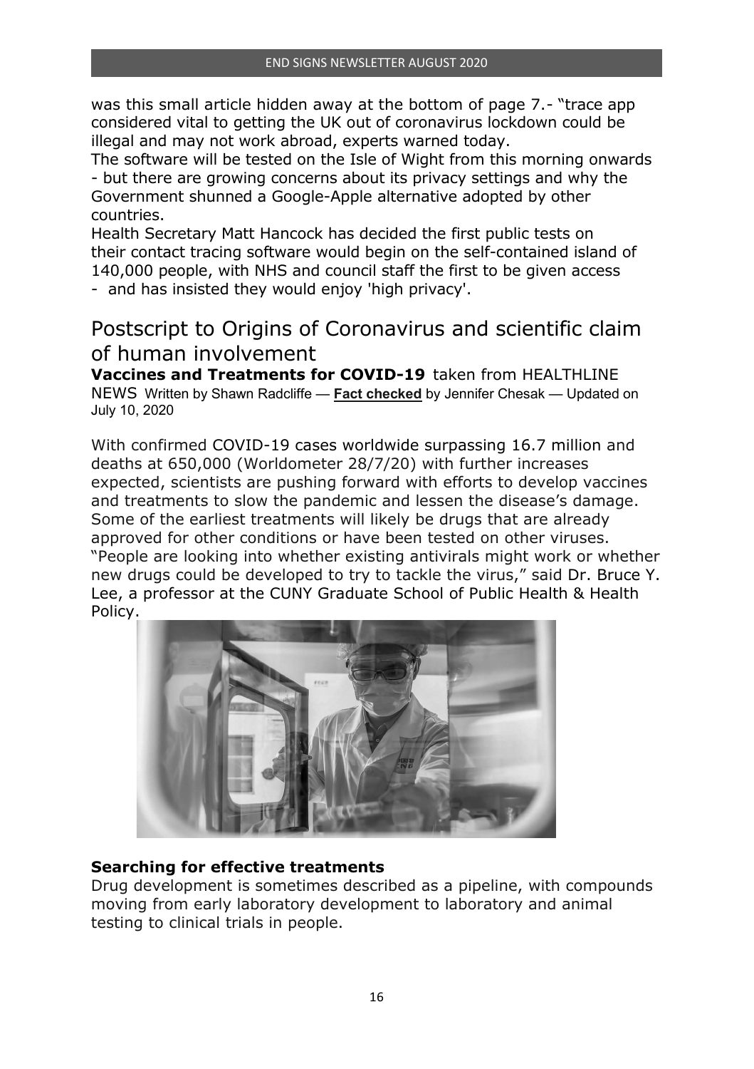was this small article hidden away at the bottom of page 7.- "trace app considered vital to getting the UK out of coronavirus lockdown could be illegal and may not work abroad, experts warned today.
The software will be tested on the Isle of Wight from this morning onwards - but there are growing concerns about its privacy settings and why the Government shunned a Google-Apple alternative adopted by other countries.
Health Secretary Matt Hancock has decided the first public tests on their contact tracing software would begin on the self-contained island of 140,000 people, with NHS and council staff the first to be given access - and has insisted they would enjoy 'high privacy'.

## Postscript to Origins of Coronavirus and scientific claim of human involvement

**Vaccines and Treatments for COVID-19** taken from HEALTHLINE NEWS Written by Shawn Radcliffe — **Fact checked** by Jennifer Chesak — Updated on July 10, 2020

With confirmed COVID-19 cases worldwide surpassing 16.7 million and deaths at 650,000 (Worldometer 28/7/20) with further increases expected, scientists are pushing forward with efforts to develop vaccines and treatments to slow the pandemic and lessen the disease's damage. Some of the earliest treatments will likely be drugs that are already approved for other conditions or have been tested on other viruses. "People are looking into whether existing antivirals might work or whether new drugs could be developed to try to tackle the virus," said Dr. Bruce Y. Lee, a professor at the CUNY Graduate School of Public Health & Health Policy.

### Searching for effective treatments

Drug development is sometimes described as a pipeline, with compounds moving from early laboratory development to laboratory and animal testing to clinical trials in people.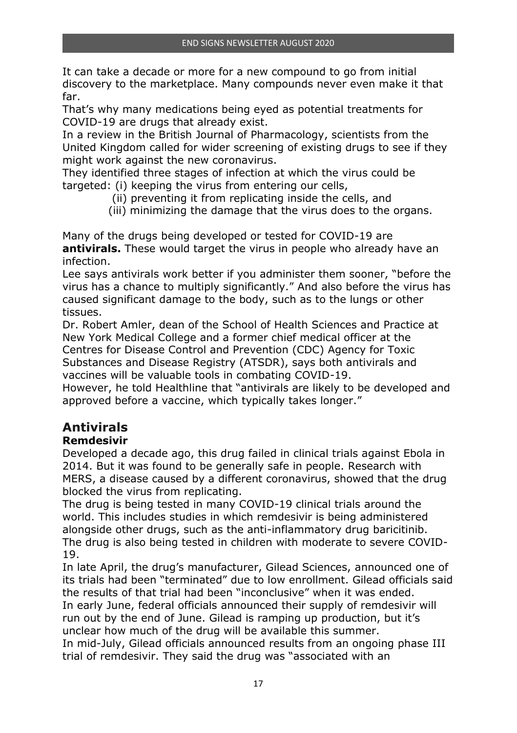It can take a decade or more for a new compound to go from initial discovery to the marketplace. Many compounds never even make it that far.

That's why many medications being eyed as potential treatments for COVID-19 are drugs that already exist.

In a review in the British Journal of Pharmacology, scientists from the United Kingdom called for wider screening of existing drugs to see if they might work against the new coronavirus.

They identified three stages of infection at which the virus could be targeted: (i) keeping the virus from entering our cells,
(ii) preventing it from replicating inside the cells, and
(iii) minimizing the damage that the virus does to the organs.

Many of the drugs being developed or tested for COVID-19 are **antivirals.** These would target the virus in people who already have an infection.

Lee says antivirals work better if you administer them sooner, "before the virus has a chance to multiply significantly." And also before the virus has caused significant damage to the body, such as to the lungs or other tissues.

Dr. Robert Amler, dean of the School of Health Sciences and Practice at New York Medical College and a former chief medical officer at the Centres for Disease Control and Prevention (CDC) Agency for Toxic Substances and Disease Registry (ATSDR), says both antivirals and vaccines will be valuable tools in combating COVID-19.

However, he told Healthline that "antivirals are likely to be developed and approved before a vaccine, which typically takes longer."

## Antivirals

### Remdesivir

Developed a decade ago, this drug failed in clinical trials against Ebola in 2014. But it was found to be generally safe in people. Research with MERS, a disease caused by a different coronavirus, showed that the drug blocked the virus from replicating.

The drug is being tested in many COVID-19 clinical trials around the world. This includes studies in which remdesivir is being administered alongside other drugs, such as the anti-inflammatory drug baricitinib.

The drug is also being tested in children with moderate to severe COVID-19.

In late April, the drug's manufacturer, Gilead Sciences, announced one of its trials had been "terminated" due to low enrollment. Gilead officials said the results of that trial had been "inconclusive" when it was ended.

In early June, federal officials announced their supply of remdesivir will run out by the end of June. Gilead is ramping up production, but it's unclear how much of the drug will be available this summer.

In mid-July, Gilead officials announced results from an ongoing phase III trial of remdesivir. They said the drug was "associated with an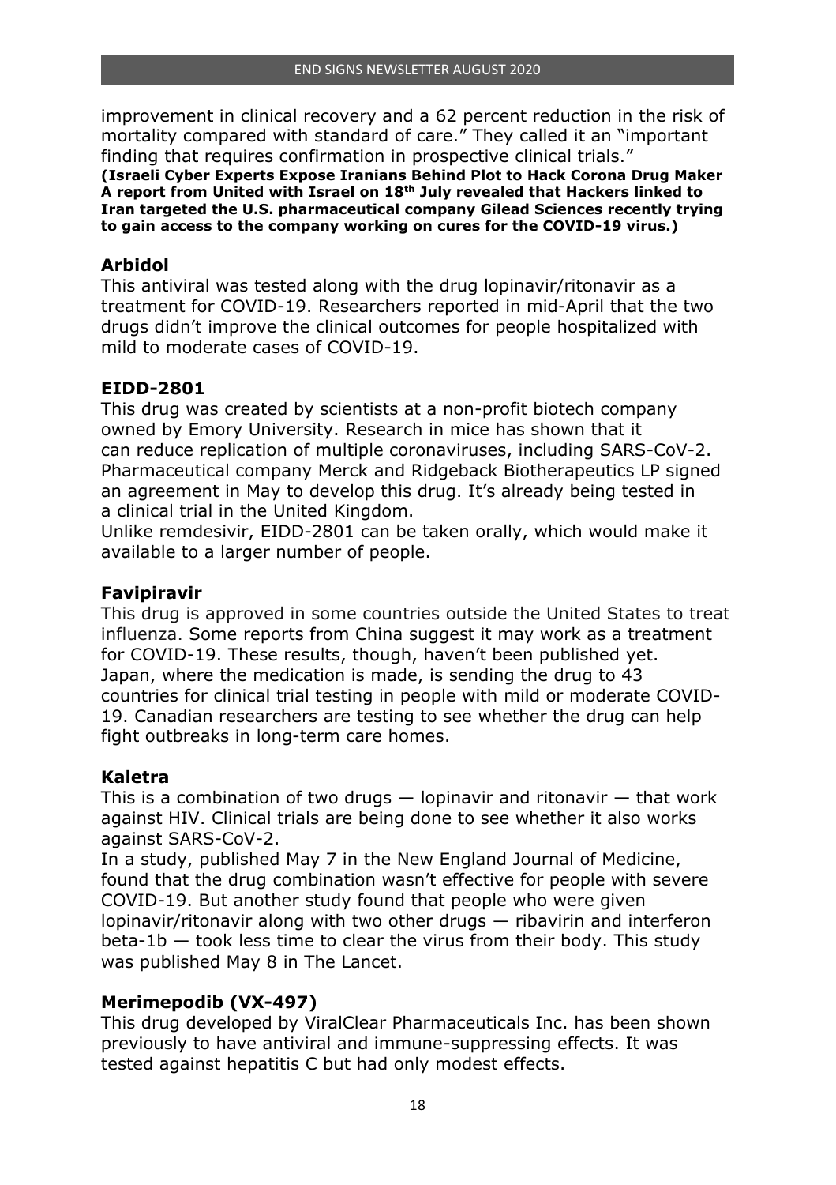improvement in clinical recovery and a 62 percent reduction in the risk of mortality compared with standard of care." They called it an "important finding that requires confirmation in prospective clinical trials."
**(Israeli Cyber Experts Expose Iranians Behind Plot to Hack Corona Drug Maker A report from United with Israel on 18th July revealed that Hackers linked to Iran targeted the U.S. pharmaceutical company Gilead Sciences recently trying to gain access to the company working on cures for the COVID-19 virus.)**

### Arbidol

This antiviral was tested along with the drug lopinavir/ritonavir as a treatment for COVID-19. Researchers reported in mid-April that the two drugs didn't improve the clinical outcomes for people hospitalized with mild to moderate cases of COVID-19.

### EIDD-2801

This drug was created by scientists at a non-profit biotech company owned by Emory University. Research in mice has shown that it can reduce replication of multiple coronaviruses, including SARS-CoV-2. Pharmaceutical company Merck and Ridgeback Biotherapeutics LP signed an agreement in May to develop this drug. It's already being tested in a clinical trial in the United Kingdom.
Unlike remdesivir, EIDD-2801 can be taken orally, which would make it available to a larger number of people.

### Favipiravir

This drug is approved in some countries outside the United States to treat influenza. Some reports from China suggest it may work as a treatment for COVID-19. These results, though, haven't been published yet.
Japan, where the medication is made, is sending the drug to 43 countries for clinical trial testing in people with mild or moderate COVID-19. Canadian researchers are testing to see whether the drug can help fight outbreaks in long-term care homes.

### Kaletra

This is a combination of two drugs — lopinavir and ritonavir — that work against HIV. Clinical trials are being done to see whether it also works against SARS-CoV-2.
In a study, published May 7 in the New England Journal of Medicine, found that the drug combination wasn't effective for people with severe COVID-19. But another study found that people who were given lopinavir/ritonavir along with two other drugs — ribavirin and interferon beta-1b — took less time to clear the virus from their body. This study was published May 8 in The Lancet.

### Merimepodib (VX-497)

This drug developed by ViralClear Pharmaceuticals Inc. has been shown previously to have antiviral and immune-suppressing effects. It was tested against hepatitis C but had only modest effects.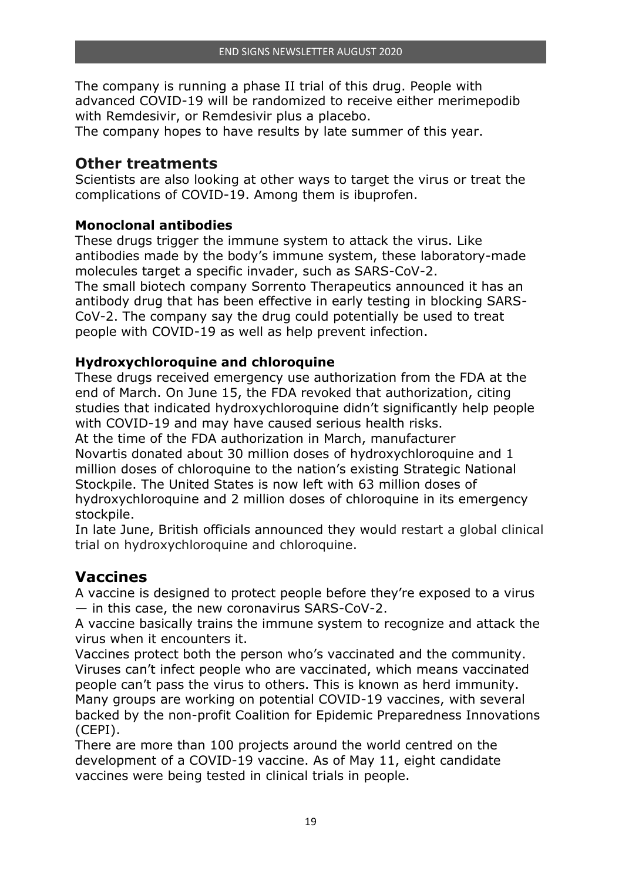The company is running a phase II trial of this drug. People with advanced COVID-19 will be randomized to receive either merimepodib with Remdesivir, or Remdesivir plus a placebo.
The company hopes to have results by late summer of this year.

## Other treatments

Scientists are also looking at other ways to target the virus or treat the complications of COVID-19. Among them is ibuprofen.

### Monoclonal antibodies

These drugs trigger the immune system to attack the virus. Like antibodies made by the body's immune system, these laboratory-made molecules target a specific invader, such as SARS-CoV-2.
The small biotech company Sorrento Therapeutics announced it has an antibody drug that has been effective in early testing in blocking SARS-CoV-2. The company say the drug could potentially be used to treat people with COVID-19 as well as help prevent infection.

### Hydroxychloroquine and chloroquine

These drugs received emergency use authorization from the FDA at the end of March. On June 15, the FDA revoked that authorization, citing studies that indicated hydroxychloroquine didn't significantly help people with COVID-19 and may have caused serious health risks.
At the time of the FDA authorization in March, manufacturer Novartis donated about 30 million doses of hydroxychloroquine and 1 million doses of chloroquine to the nation's existing Strategic National Stockpile. The United States is now left with 63 million doses of hydroxychloroquine and 2 million doses of chloroquine in its emergency stockpile.
In late June, British officials announced they would restart a global clinical trial on hydroxychloroquine and chloroquine.

## Vaccines

A vaccine is designed to protect people before they're exposed to a virus — in this case, the new coronavirus SARS-CoV-2.
A vaccine basically trains the immune system to recognize and attack the virus when it encounters it.
Vaccines protect both the person who's vaccinated and the community. Viruses can't infect people who are vaccinated, which means vaccinated people can't pass the virus to others. This is known as herd immunity.
Many groups are working on potential COVID-19 vaccines, with several backed by the non-profit Coalition for Epidemic Preparedness Innovations (CEPI).
There are more than 100 projects around the world centred on the development of a COVID-19 vaccine. As of May 11, eight candidate vaccines were being tested in clinical trials in people.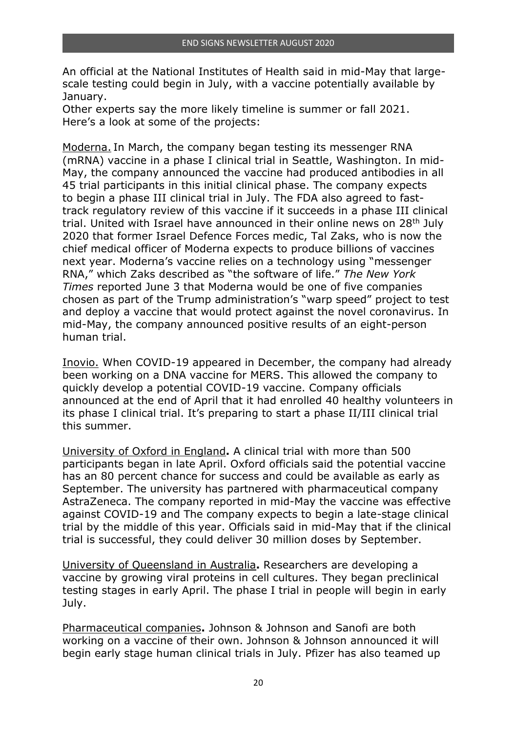An official at the National Institutes of Health said in mid-May that large-scale testing could begin in July, with a vaccine potentially available by January.

Other experts say the more likely timeline is summer or fall 2021.

Here's a look at some of the projects:

Moderna. In March, the company began testing its messenger RNA (mRNA) vaccine in a phase I clinical trial in Seattle, Washington. In mid-May, the company announced the vaccine had produced antibodies in all 45 trial participants in this initial clinical phase. The company expects to begin a phase III clinical trial in July. The FDA also agreed to fast-track regulatory review of this vaccine if it succeeds in a phase III clinical trial. United with Israel have announced in their online news on 28th July 2020 that former Israel Defence Forces medic, Tal Zaks, who is now the chief medical officer of Moderna expects to produce billions of vaccines next year. Moderna's vaccine relies on a technology using "messenger RNA," which Zaks described as "the software of life." *The New York Times* reported June 3 that Moderna would be one of five companies chosen as part of the Trump administration's "warp speed" project to test and deploy a vaccine that would protect against the novel coronavirus. In mid-May, the company announced positive results of an eight-person human trial.

Inovio. When COVID-19 appeared in December, the company had already been working on a DNA vaccine for MERS. This allowed the company to quickly develop a potential COVID-19 vaccine. Company officials announced at the end of April that it had enrolled 40 healthy volunteers in its phase I clinical trial. It's preparing to start a phase II/III clinical trial this summer.

University of Oxford in England**.** A clinical trial with more than 500 participants began in late April. Oxford officials said the potential vaccine has an 80 percent chance for success and could be available as early as September. The university has partnered with pharmaceutical company AstraZeneca. The company reported in mid-May the vaccine was effective against COVID-19 and The company expects to begin a late-stage clinical trial by the middle of this year. Officials said in mid-May that if the clinical trial is successful, they could deliver 30 million doses by September.

University of Queensland in Australia**.** Researchers are developing a vaccine by growing viral proteins in cell cultures. They began preclinical testing stages in early April. The phase I trial in people will begin in early July.

Pharmaceutical companies**.** Johnson & Johnson and Sanofi are both working on a vaccine of their own. Johnson & Johnson announced it will begin early stage human clinical trials in July. Pfizer has also teamed up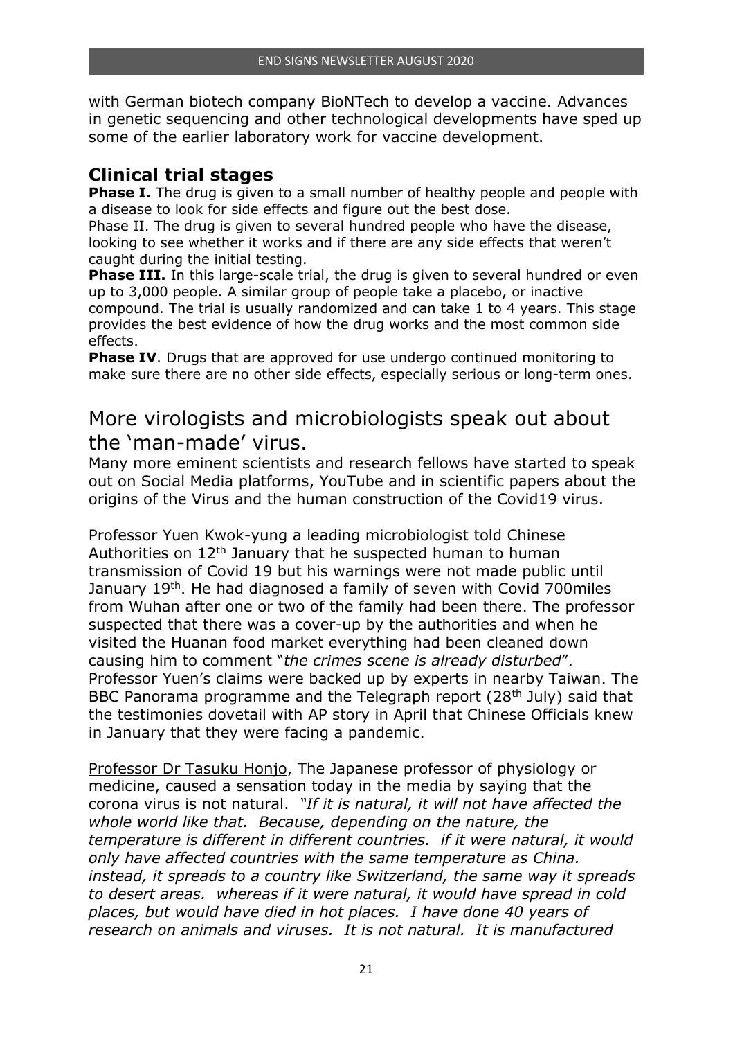with German biotech company BioNTech to develop a vaccine. Advances in genetic sequencing and other technological developments have sped up some of the earlier laboratory work for vaccine development.

## Clinical trial stages

**Phase I.** The drug is given to a small number of healthy people and people with a disease to look for side effects and figure out the best dose.

Phase II. The drug is given to several hundred people who have the disease, looking to see whether it works and if there are any side effects that weren't caught during the initial testing.

**Phase III.** In this large-scale trial, the drug is given to several hundred or even up to 3,000 people. A similar group of people take a placebo, or inactive compound. The trial is usually randomized and can take 1 to 4 years. This stage provides the best evidence of how the drug works and the most common side effects.

**Phase IV**. Drugs that are approved for use undergo continued monitoring to make sure there are no other side effects, especially serious or long-term ones.

## More virologists and microbiologists speak out about the 'man-made' virus.

Many more eminent scientists and research fellows have started to speak out on Social Media platforms, YouTube and in scientific papers about the origins of the Virus and the human construction of the Covid19 virus.

Professor Yuen Kwok-yung a leading microbiologist told Chinese Authorities on 12th January that he suspected human to human transmission of Covid 19 but his warnings were not made public until January 19th. He had diagnosed a family of seven with Covid 700miles from Wuhan after one or two of the family had been there. The professor suspected that there was a cover-up by the authorities and when he visited the Huanan food market everything had been cleaned down causing him to comment "*the crimes scene is already disturbed*". Professor Yuen's claims were backed up by experts in nearby Taiwan. The BBC Panorama programme and the Telegraph report (28th July) said that the testimonies dovetail with AP story in April that Chinese Officials knew in January that they were facing a pandemic.

Professor Dr Tasuku Honjo, The Japanese professor of physiology or medicine, caused a sensation today in the media by saying that the corona virus is not natural. *"If it is natural, it will not have affected the whole world like that. Because, depending on the nature, the temperature is different in different countries. if it were natural, it would only have affected countries with the same temperature as China. instead, it spreads to a country like Switzerland, the same way it spreads to desert areas. whereas if it were natural, it would have spread in cold places, but would have died in hot places. I have done 40 years of research on animals and viruses. It is not natural. It is manufactured*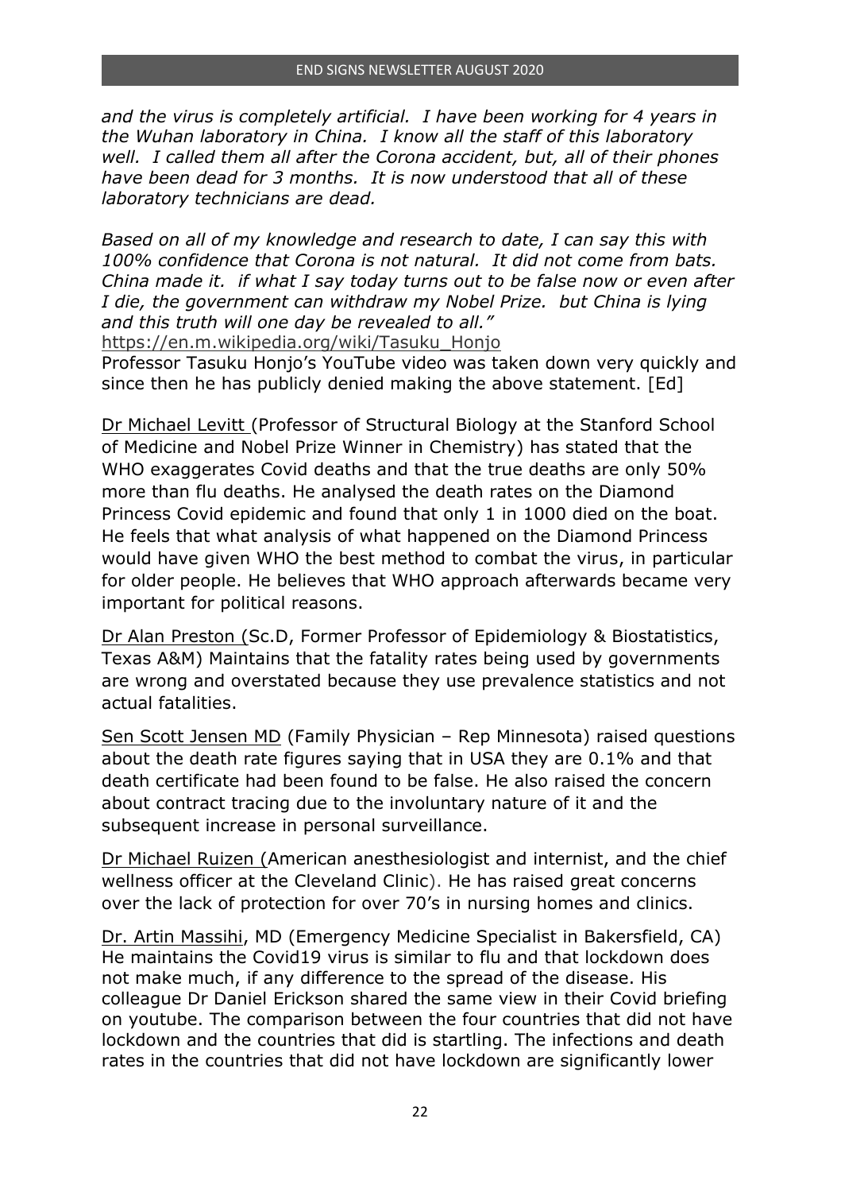*and the virus is completely artificial. I have been working for 4 years in the Wuhan laboratory in China. I know all the staff of this laboratory well. I called them all after the Corona accident, but, all of their phones have been dead for 3 months. It is now understood that all of these laboratory technicians are dead.*

*Based on all of my knowledge and research to date, I can say this with 100% confidence that Corona is not natural. It did not come from bats. China made it. if what I say today turns out to be false now or even after I die, the government can withdraw my Nobel Prize. but China is lying and this truth will one day be revealed to all."*
https://en.m.wikipedia.org/wiki/Tasuku_Honjo
Professor Tasuku Honjo's YouTube video was taken down very quickly and since then he has publicly denied making the above statement. [Ed]

Dr Michael Levitt (Professor of Structural Biology at the Stanford School of Medicine and Nobel Prize Winner in Chemistry) has stated that the WHO exaggerates Covid deaths and that the true deaths are only 50% more than flu deaths. He analysed the death rates on the Diamond Princess Covid epidemic and found that only 1 in 1000 died on the boat. He feels that what analysis of what happened on the Diamond Princess would have given WHO the best method to combat the virus, in particular for older people. He believes that WHO approach afterwards became very important for political reasons.

Dr Alan Preston (Sc.D, Former Professor of Epidemiology & Biostatistics, Texas A&M) Maintains that the fatality rates being used by governments are wrong and overstated because they use prevalence statistics and not actual fatalities.

Sen Scott Jensen MD (Family Physician – Rep Minnesota) raised questions about the death rate figures saying that in USA they are 0.1% and that death certificate had been found to be false. He also raised the concern about contract tracing due to the involuntary nature of it and the subsequent increase in personal surveillance.

Dr Michael Ruizen (American anesthesiologist and internist, and the chief wellness officer at the Cleveland Clinic). He has raised great concerns over the lack of protection for over 70's in nursing homes and clinics.

Dr. Artin Massihi, MD (Emergency Medicine Specialist in Bakersfield, CA) He maintains the Covid19 virus is similar to flu and that lockdown does not make much, if any difference to the spread of the disease. His colleague Dr Daniel Erickson shared the same view in their Covid briefing on youtube. The comparison between the four countries that did not have lockdown and the countries that did is startling. The infections and death rates in the countries that did not have lockdown are significantly lower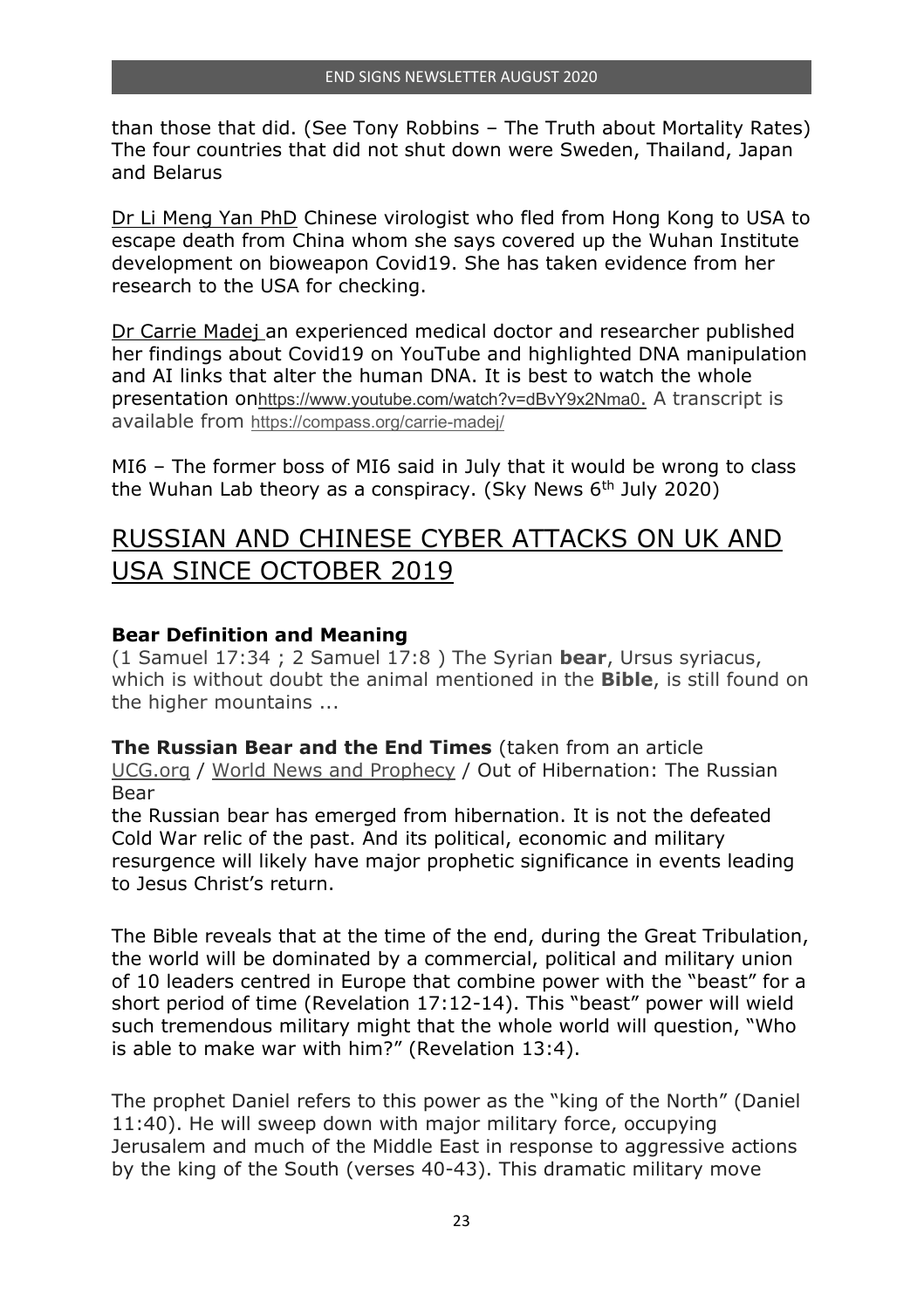than those that did. (See Tony Robbins – The Truth about Mortality Rates) The four countries that did not shut down were Sweden, Thailand, Japan and Belarus

Dr Li Meng Yan PhD Chinese virologist who fled from Hong Kong to USA to escape death from China whom she says covered up the Wuhan Institute development on bioweapon Covid19. She has taken evidence from her research to the USA for checking.

Dr Carrie Madej an experienced medical doctor and researcher published her findings about Covid19 on YouTube and highlighted DNA manipulation and AI links that alter the human DNA. It is best to watch the whole presentation onhttps://www.youtube.com/watch?v=dBvY9x2Nma0. A transcript is available from https://compass.org/carrie-madej/

MI6 – The former boss of MI6 said in July that it would be wrong to class the Wuhan Lab theory as a conspiracy. (Sky News 6th July 2020)

## RUSSIAN AND CHINESE CYBER ATTACKS ON UK AND USA SINCE OCTOBER 2019

**Bear Definition and Meaning**
(1 Samuel 17:34 ; 2 Samuel 17:8 ) The Syrian **bear**, Ursus syriacus, which is without doubt the animal mentioned in the **Bible**, is still found on the higher mountains ...

**The Russian Bear and the End Times** (taken from an article UCG.org / World News and Prophecy / Out of Hibernation: The Russian Bear
the Russian bear has emerged from hibernation. It is not the defeated Cold War relic of the past. And its political, economic and military resurgence will likely have major prophetic significance in events leading to Jesus Christ's return.

The Bible reveals that at the time of the end, during the Great Tribulation, the world will be dominated by a commercial, political and military union of 10 leaders centred in Europe that combine power with the "beast" for a short period of time (Revelation 17:12-14). This "beast" power will wield such tremendous military might that the whole world will question, "Who is able to make war with him?" (Revelation 13:4).

The prophet Daniel refers to this power as the "king of the North" (Daniel 11:40). He will sweep down with major military force, occupying Jerusalem and much of the Middle East in response to aggressive actions by the king of the South (verses 40-43). This dramatic military move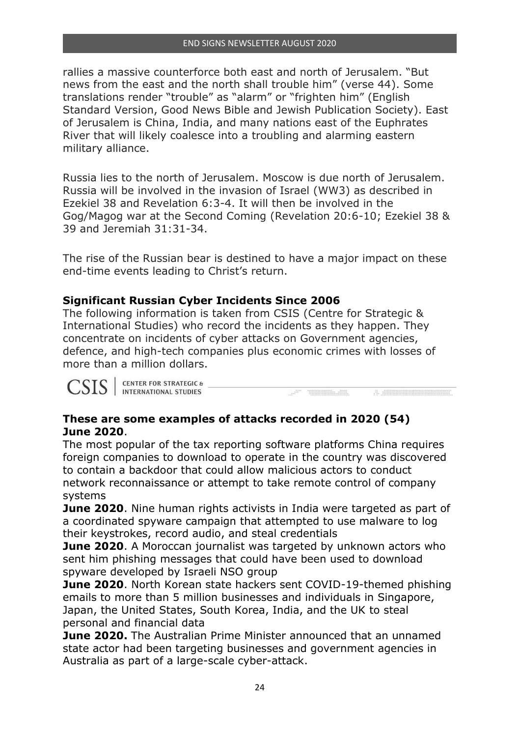rallies a massive counterforce both east and north of Jerusalem. "But news from the east and the north shall trouble him" (verse 44). Some translations render "trouble" as "alarm" or "frighten him" (English Standard Version, Good News Bible and Jewish Publication Society). East of Jerusalem is China, India, and many nations east of the Euphrates River that will likely coalesce into a troubling and alarming eastern military alliance.

Russia lies to the north of Jerusalem. Moscow is due north of Jerusalem. Russia will be involved in the invasion of Israel (WW3) as described in Ezekiel 38 and Revelation 6:3-4. It will then be involved in the Gog/Magog war at the Second Coming (Revelation 20:6-10; Ezekiel 38 & 39 and Jeremiah 31:31-34.

The rise of the Russian bear is destined to have a major impact on these end-time events leading to Christ's return.

**Significant Russian Cyber Incidents Since 2006**

The following information is taken from CSIS (Centre for Strategic & International Studies) who record the incidents as they happen. They concentrate on incidents of cyber attacks on Government agencies, defence, and high-tech companies plus economic crimes with losses of more than a million dollars.

CSIS | CENTER FOR STRATEGIC & INTERNATIONAL STUDIES

**These are some examples of attacks recorded in 2020 (54)**
**June 2020**.
The most popular of the tax reporting software platforms China requires foreign companies to download to operate in the country was discovered to contain a backdoor that could allow malicious actors to conduct network reconnaissance or attempt to take remote control of company systems

**June 2020**. Nine human rights activists in India were targeted as part of a coordinated spyware campaign that attempted to use malware to log their keystrokes, record audio, and steal credentials

**June 2020**. A Moroccan journalist was targeted by unknown actors who sent him phishing messages that could have been used to download spyware developed by Israeli NSO group

**June 2020**. North Korean state hackers sent COVID-19-themed phishing emails to more than 5 million businesses and individuals in Singapore, Japan, the United States, South Korea, India, and the UK to steal personal and financial data

**June 2020.** The Australian Prime Minister announced that an unnamed state actor had been targeting businesses and government agencies in Australia as part of a large-scale cyber-attack.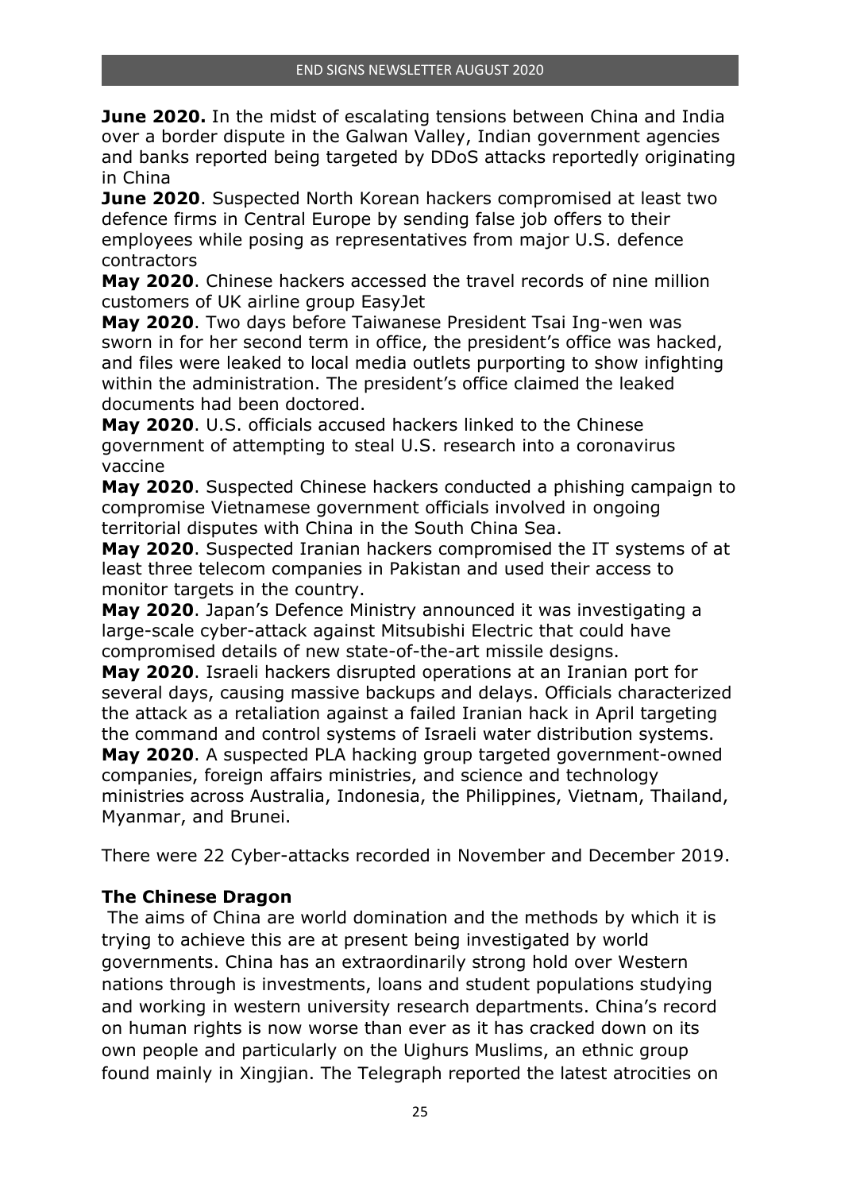**June 2020.** In the midst of escalating tensions between China and India over a border dispute in the Galwan Valley, Indian government agencies and banks reported being targeted by DDoS attacks reportedly originating in China

**June 2020**. Suspected North Korean hackers compromised at least two defence firms in Central Europe by sending false job offers to their employees while posing as representatives from major U.S. defence contractors

**May 2020**. Chinese hackers accessed the travel records of nine million customers of UK airline group EasyJet

**May 2020**. Two days before Taiwanese President Tsai Ing-wen was sworn in for her second term in office, the president's office was hacked, and files were leaked to local media outlets purporting to show infighting within the administration. The president's office claimed the leaked documents had been doctored.

**May 2020**. U.S. officials accused hackers linked to the Chinese government of attempting to steal U.S. research into a coronavirus vaccine

**May 2020**. Suspected Chinese hackers conducted a phishing campaign to compromise Vietnamese government officials involved in ongoing territorial disputes with China in the South China Sea.

**May 2020**. Suspected Iranian hackers compromised the IT systems of at least three telecom companies in Pakistan and used their access to monitor targets in the country.

**May 2020**. Japan's Defence Ministry announced it was investigating a large-scale cyber-attack against Mitsubishi Electric that could have compromised details of new state-of-the-art missile designs.

**May 2020**. Israeli hackers disrupted operations at an Iranian port for several days, causing massive backups and delays. Officials characterized the attack as a retaliation against a failed Iranian hack in April targeting the command and control systems of Israeli water distribution systems.

**May 2020**. A suspected PLA hacking group targeted government-owned companies, foreign affairs ministries, and science and technology ministries across Australia, Indonesia, the Philippines, Vietnam, Thailand, Myanmar, and Brunei.

There were 22 Cyber-attacks recorded in November and December 2019.

## The Chinese Dragon

The aims of China are world domination and the methods by which it is trying to achieve this are at present being investigated by world governments. China has an extraordinarily strong hold over Western nations through is investments, loans and student populations studying and working in western university research departments. China's record on human rights is now worse than ever as it has cracked down on its own people and particularly on the Uighurs Muslims, an ethnic group found mainly in Xingjian. The Telegraph reported the latest atrocities on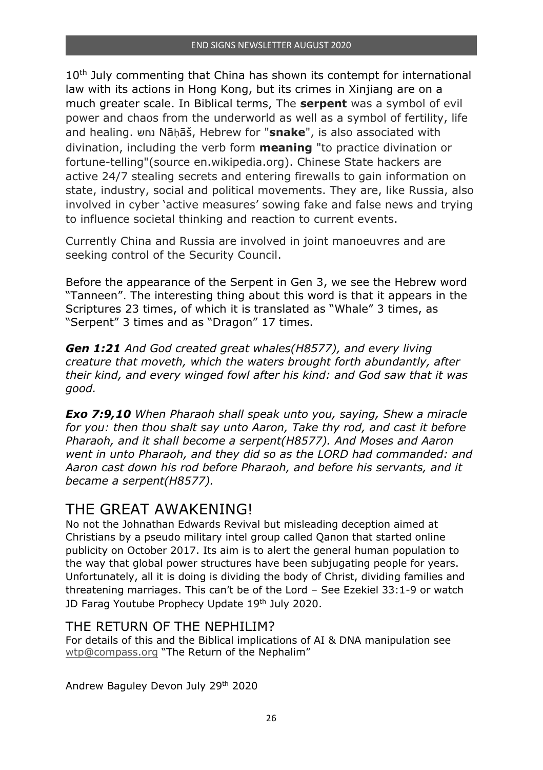10th July commenting that China has shown its contempt for international law with its actions in Hong Kong, but its crimes in Xinjiang are on a much greater scale. In Biblical terms, The **serpent** was a symbol of evil power and chaos from the underworld as well as a symbol of fertility, life and healing. נחש Nāḥāš, Hebrew for "**snake**", is also associated with divination, including the verb form **meaning** "to practice divination or fortune-telling"(source en.wikipedia.org). Chinese State hackers are active 24/7 stealing secrets and entering firewalls to gain information on state, industry, social and political movements. They are, like Russia, also involved in cyber 'active measures' sowing fake and false news and trying to influence societal thinking and reaction to current events.

Currently China and Russia are involved in joint manoeuvres and are seeking control of the Security Council.

Before the appearance of the Serpent in Gen 3, we see the Hebrew word "Tanneen". The interesting thing about this word is that it appears in the Scriptures 23 times, of which it is translated as "Whale" 3 times, as "Serpent" 3 times and as "Dragon" 17 times.

***Gen 1:21*** *And God created great whales(H8577), and every living creature that moveth, which the waters brought forth abundantly, after their kind, and every winged fowl after his kind: and God saw that it was good.*

***Exo 7:9,10*** *When Pharaoh shall speak unto you, saying, Shew a miracle for you: then thou shalt say unto Aaron, Take thy rod, and cast it before Pharaoh, and it shall become a serpent(H8577). And Moses and Aaron went in unto Pharaoh, and they did so as the LORD had commanded: and Aaron cast down his rod before Pharaoh, and before his servants, and it became a serpent(H8577).*

## THE GREAT AWAKENING!

No not the Johnathan Edwards Revival but misleading deception aimed at Christians by a pseudo military intel group called Qanon that started online publicity on October 2017. Its aim is to alert the general human population to the way that global power structures have been subjugating people for years. Unfortunately, all it is doing is dividing the body of Christ, dividing families and threatening marriages. This can't be of the Lord – See Ezekiel 33:1-9 or watch JD Farag Youtube Prophecy Update 19th July 2020.

## THE RETURN OF THE NEPHILIM?

For details of this and the Biblical implications of AI & DNA manipulation see wtp@compass.org "The Return of the Nephalim"

Andrew Baguley Devon July 29th 2020